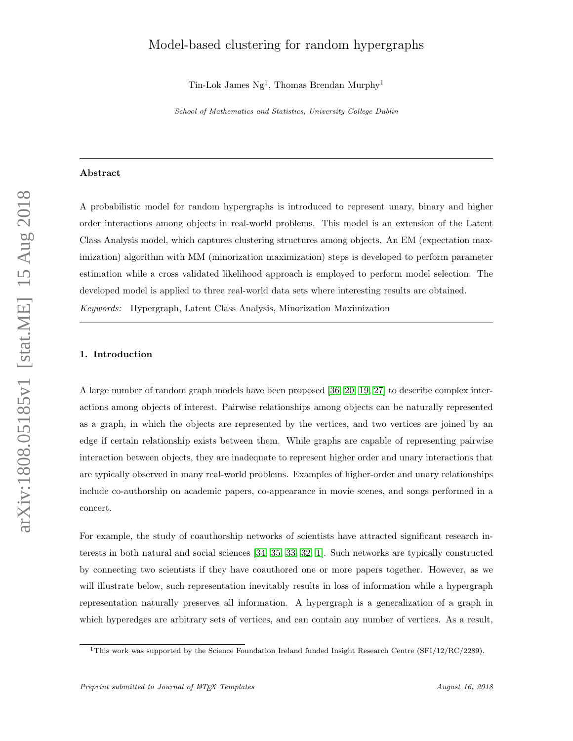# Model-based clustering for random hypergraphs

Tin-Lok James Ng[1], Thomas Brendan Murphy[1]

*School of Mathematics and Statistics, University College Dublin*

---

**Abstract**

A probabilistic model for random hypergraphs is introduced to represent unary, binary and higher order interactions among objects in real-world problems. This model is an extension of the Latent Class Analysis model, which captures clustering structures among objects. An EM (expectation maximization) algorithm with MM (minorization maximization) steps is developed to perform parameter estimation while a cross validated likelihood approach is employed to perform model selection. The developed model is applied to three real-world data sets where interesting results are obtained.

*Keywords:* Hypergraph, Latent Class Analysis, Minorization Maximization

---

## 1. Introduction

A large number of random graph models have been proposed [36, 20, 19, 27] to describe complex interactions among objects of interest. Pairwise relationships among objects can be naturally represented as a graph, in which the objects are represented by the vertices, and two vertices are joined by an edge if certain relationship exists between them. While graphs are capable of representing pairwise interaction between objects, they are inadequate to represent higher order and unary interactions that are typically observed in many real-world problems. Examples of higher-order and unary relationships include co-authorship on academic papers, co-appearance in movie scenes, and songs performed in a concert.

For example, the study of coauthorship networks of scientists have attracted significant research interests in both natural and social sciences [34, 35, 33, 32, 1]. Such networks are typically constructed by connecting two scientists if they have coauthored one or more papers together. However, as we will illustrate below, such representation inevitably results in loss of information while a hypergraph representation naturally preserves all information. A hypergraph is a generalization of a graph in which hyperedges are arbitrary sets of vertices, and can contain any number of vertices. As a result,

[1]This work was supported by the Science Foundation Ireland funded Insight Research Centre (SFI/12/RC/2289).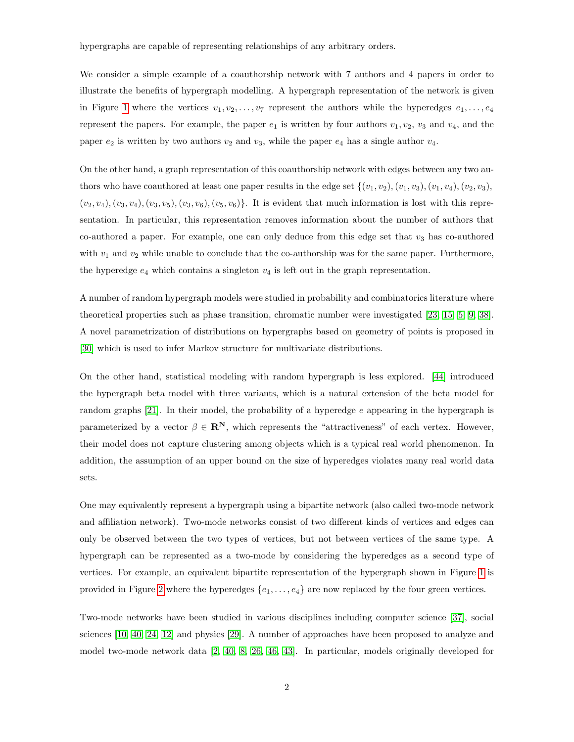hypergraphs are capable of representing relationships of any arbitrary orders.

We consider a simple example of a coauthorship network with 7 authors and 4 papers in order to illustrate the benefits of hypergraph modelling. A hypergraph representation of the network is given in Figure 1 where the vertices $v_1, v_2, \ldots, v_7$ represent the authors while the hyperedges $e_1, \ldots, e_4$ represent the papers. For example, the paper $e_1$ is written by four authors $v_1, v_2$, $v_3$ and $v_4$, and the paper $e_2$ is written by two authors $v_2$ and $v_3$, while the paper $e_4$ has a single author $v_4$.

On the other hand, a graph representation of this coauthorship network with edges between any two authors who have coauthored at least one paper results in the edge set $\{(v_1, v_2), (v_1, v_3), (v_1, v_4), (v_2, v_3), (v_2, v_4), (v_3, v_4), (v_3, v_5), (v_3, v_6), (v_5, v_6)\}$. It is evident that much information is lost with this representation. In particular, this representation removes information about the number of authors that co-authored a paper. For example, one can only deduce from this edge set that $v_3$ has co-authored with $v_1$ and $v_2$ while unable to conclude that the co-authorship was for the same paper. Furthermore, the hyperedge $e_4$ which contains a singleton $v_4$ is left out in the graph representation.

A number of random hypergraph models were studied in probability and combinatorics literature where theoretical properties such as phase transition, chromatic number were investigated [23, 15, 5, 9, 38]. A novel parametrization of distributions on hypergraphs based on geometry of points is proposed in [30] which is used to infer Markov structure for multivariate distributions.

On the other hand, statistical modeling with random hypergraph is less explored. [44] introduced the hypergraph beta model with three variants, which is a natural extension of the beta model for random graphs [21]. In their model, the probability of a hyperedge $e$ appearing in the hypergraph is parameterized by a vector $\beta \in \mathbf{R}^{\mathbf{N}}$, which represents the "attractiveness" of each vertex. However, their model does not capture clustering among objects which is a typical real world phenomenon. In addition, the assumption of an upper bound on the size of hyperedges violates many real world data sets.

One may equivalently represent a hypergraph using a bipartite network (also called two-mode network and affiliation network). Two-mode networks consist of two different kinds of vertices and edges can only be observed between the two types of vertices, but not between vertices of the same type. A hypergraph can be represented as a two-mode by considering the hyperedges as a second type of vertices. For example, an equivalent bipartite representation of the hypergraph shown in Figure 1 is provided in Figure 2 where the hyperedges $\{e_1, \ldots, e_4\}$ are now replaced by the four green vertices.

Two-mode networks have been studied in various disciplines including computer science [37], social sciences [10, 40, 24, 12] and physics [29]. A number of approaches have been proposed to analyze and model two-mode network data [2, 40, 8, 26, 46, 43]. In particular, models originally developed for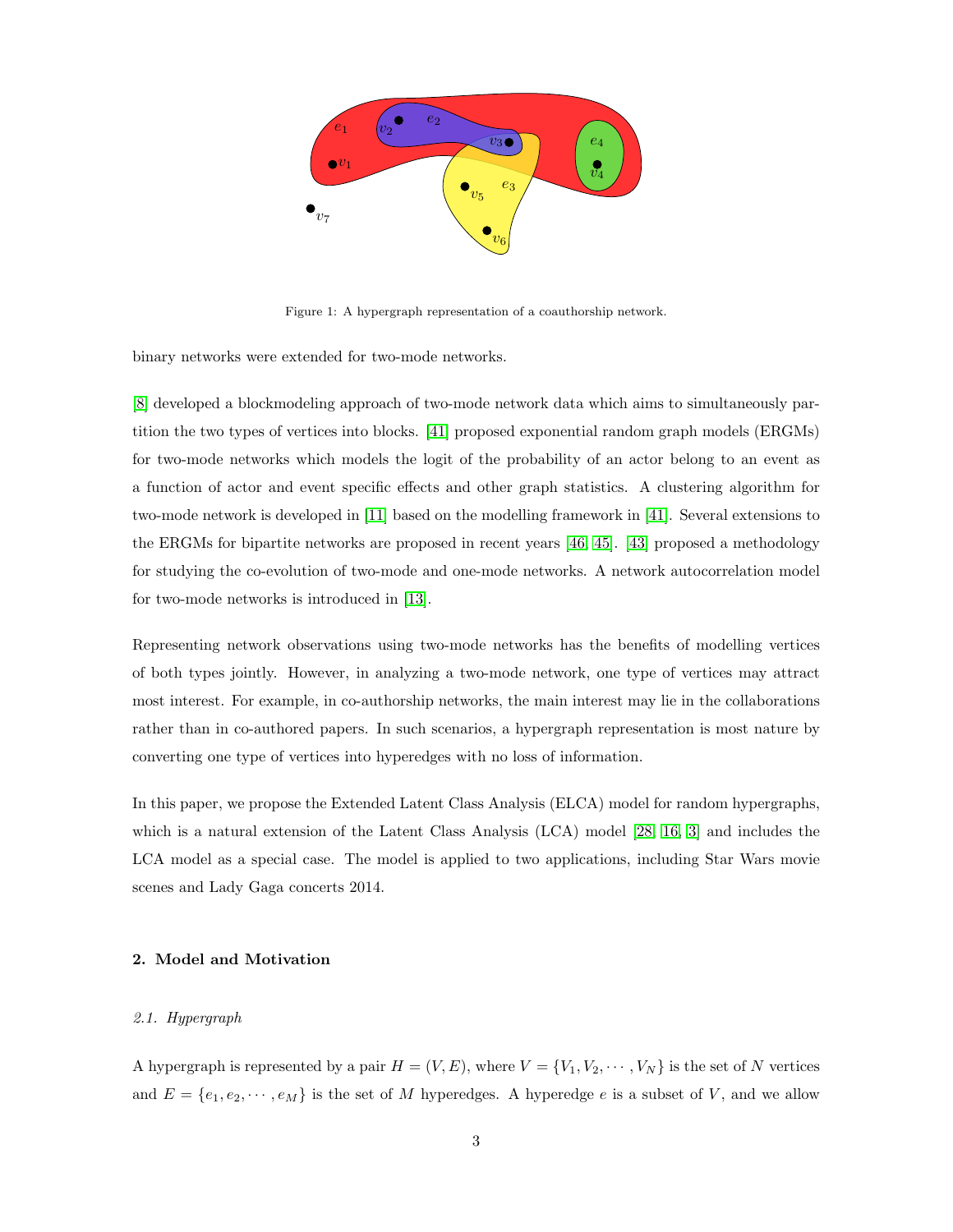$e_1$
$v_2$
$e_2$
$v_3$
$e_4$
$v_1$
$v_4$
$e_3$
$v_5$
$v_7$
$v_6$

Figure 1: A hypergraph representation of a coauthorship network.

binary networks were extended for two-mode networks.

[8] developed a blockmodeling approach of two-mode network data which aims to simultaneously partition the two types of vertices into blocks. [41] proposed exponential random graph models (ERGMs) for two-mode networks which models the logit of the probability of an actor belong to an event as a function of actor and event specific effects and other graph statistics. A clustering algorithm for two-mode network is developed in [11] based on the modelling framework in [41]. Several extensions to the ERGMs for bipartite networks are proposed in recent years [46, 45]. [43] proposed a methodology for studying the co-evolution of two-mode and one-mode networks. A network autocorrelation model for two-mode networks is introduced in [13].

Representing network observations using two-mode networks has the benefits of modelling vertices of both types jointly. However, in analyzing a two-mode network, one type of vertices may attract most interest. For example, in co-authorship networks, the main interest may lie in the collaborations rather than in co-authored papers. In such scenarios, a hypergraph representation is most nature by converting one type of vertices into hyperedges with no loss of information.

In this paper, we propose the Extended Latent Class Analysis (ELCA) model for random hypergraphs, which is a natural extension of the Latent Class Analysis (LCA) model [28, 16, 3] and includes the LCA model as a special case. The model is applied to two applications, including Star Wars movie scenes and Lady Gaga concerts 2014.

## 2. Model and Motivation

### 2.1. Hypergraph

A hypergraph is represented by a pair $H = (V, E)$, where $V = \{V_1, V_2, \cdots, V_N\}$ is the set of $N$ vertices and $E = \{e_1, e_2, \cdots, e_M\}$ is the set of $M$ hyperedges. A hyperedge $e$ is a subset of $V$, and we allow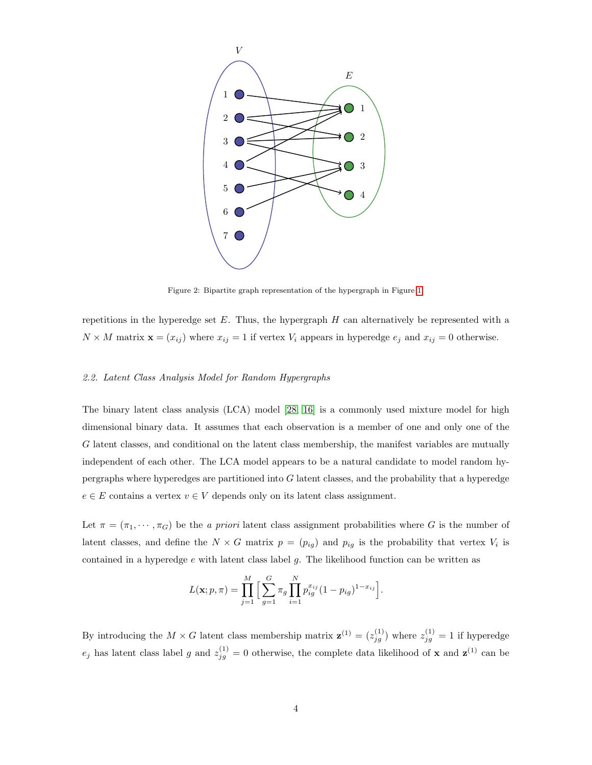V

E

1
2
3
4
5
6
7

1
2
3
4

Figure 2: Bipartite graph representation of the hypergraph in Figure 1

repetitions in the hyperedge set $E$. Thus, the hypergraph $H$ can alternatively be represented with a $N \times M$ matrix $\mathbf{x} = (x_{ij})$ where $x_{ij} = 1$ if vertex $V_i$ appears in hyperedge $e_j$ and $x_{ij} = 0$ otherwise.

### 2.2. Latent Class Analysis Model for Random Hypergraphs

The binary latent class analysis (LCA) model [28, 16] is a commonly used mixture model for high dimensional binary data. It assumes that each observation is a member of one and only one of the $G$ latent classes, and conditional on the latent class membership, the manifest variables are mutually independent of each other. The LCA model appears to be a natural candidate to model random hypergraphs where hyperedges are partitioned into $G$ latent classes, and the probability that a hyperedge $e \in E$ contains a vertex $v \in V$ depends only on its latent class assignment.

Let $\pi = (\pi_1, \cdots, \pi_G)$ be the *a priori* latent class assignment probabilities where $G$ is the number of latent classes, and define the $N \times G$ matrix $p = (p_{ig})$ and $p_{ig}$ is the probability that vertex $V_i$ is contained in a hyperedge $e$ with latent class label $g$. The likelihood function can be written as

$$L(\mathbf{x}; p, \pi) = \prod_{j=1}^{M} \Big[ \sum_{g=1}^{G} \pi_g \prod_{i=1}^{N} p_{ig}^{x_{ij}} (1 - p_{ig})^{1-x_{ij}} \Big].$$

By introducing the $M \times G$ latent class membership matrix $\mathbf{z}^{(1)} = (z_{jg}^{(1)})$ where $z_{jg}^{(1)} = 1$ if hyperedge $e_j$ has latent class label $g$ and $z_{jg}^{(1)} = 0$ otherwise, the complete data likelihood of $\mathbf{x}$ and $\mathbf{z}^{(1)}$ can be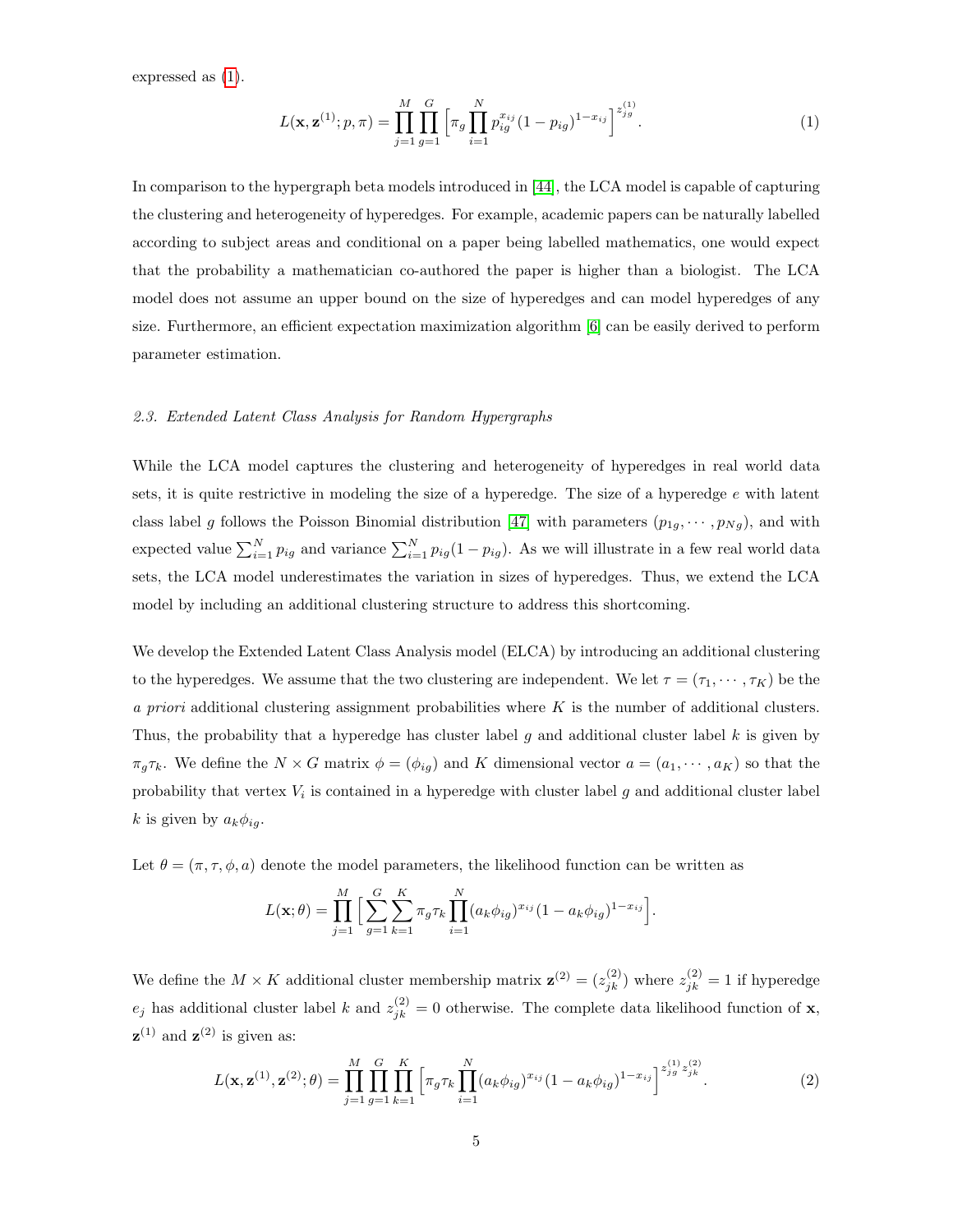expressed as (1).

$$L(\mathbf{x}, \mathbf{z}^{(1)}; p, \pi) = \prod_{j=1}^{M} \prod_{g=1}^{G} \left[ \pi_g \prod_{i=1}^{N} p_{ig}^{x_{ij}} (1 - p_{ig})^{1 - x_{ij}} \right]^{z_{jg}^{(1)}}. \tag{1}$$

In comparison to the hypergraph beta models introduced in [44], the LCA model is capable of capturing the clustering and heterogeneity of hyperedges. For example, academic papers can be naturally labelled according to subject areas and conditional on a paper being labelled mathematics, one would expect that the probability a mathematician co-authored the paper is higher than a biologist. The LCA model does not assume an upper bound on the size of hyperedges and can model hyperedges of any size. Furthermore, an efficient expectation maximization algorithm [6] can be easily derived to perform parameter estimation.

### *2.3. Extended Latent Class Analysis for Random Hypergraphs*

While the LCA model captures the clustering and heterogeneity of hyperedges in real world data sets, it is quite restrictive in modeling the size of a hyperedge. The size of a hyperedge $e$ with latent class label $g$ follows the Poisson Binomial distribution [47] with parameters $(p_{1g}, \cdots, p_{Ng})$, and with expected value $\sum_{i=1}^{N} p_{ig}$ and variance $\sum_{i=1}^{N} p_{ig}(1 - p_{ig})$. As we will illustrate in a few real world data sets, the LCA model underestimates the variation in sizes of hyperedges. Thus, we extend the LCA model by including an additional clustering structure to address this shortcoming.

We develop the Extended Latent Class Analysis model (ELCA) by introducing an additional clustering to the hyperedges. We assume that the two clustering are independent. We let $\tau = (\tau_1, \cdots, \tau_K)$ be the *a priori* additional clustering assignment probabilities where $K$ is the number of additional clusters. Thus, the probability that a hyperedge has cluster label $g$ and additional cluster label $k$ is given by $\pi_g \tau_k$. We define the $N \times G$ matrix $\phi = (\phi_{ig})$ and $K$ dimensional vector $a = (a_1, \cdots, a_K)$ so that the probability that vertex $V_i$ is contained in a hyperedge with cluster label $g$ and additional cluster label $k$ is given by $a_k \phi_{ig}$.

Let $\theta = (\pi, \tau, \phi, a)$ denote the model parameters, the likelihood function can be written as

$$L(\mathbf{x}; \theta) = \prod_{j=1}^{M} \Big[ \sum_{g=1}^{G} \sum_{k=1}^{K} \pi_g \tau_k \prod_{i=1}^{N} (a_k \phi_{ig})^{x_{ij}} (1 - a_k \phi_{ig})^{1 - x_{ij}} \Big].$$

We define the $M \times K$ additional cluster membership matrix $\mathbf{z}^{(2)} = (z_{jk}^{(2)})$ where $z_{jk}^{(2)} = 1$ if hyperedge $e_j$ has additional cluster label $k$ and $z_{jk}^{(2)} = 0$ otherwise. The complete data likelihood function of $\mathbf{x}$, $\mathbf{z}^{(1)}$ and $\mathbf{z}^{(2)}$ is given as:

$$L(\mathbf{x}, \mathbf{z}^{(1)}, \mathbf{z}^{(2)}; \theta) = \prod_{j=1}^{M} \prod_{g=1}^{G} \prod_{k=1}^{K} \left[ \pi_g \tau_k \prod_{i=1}^{N} (a_k \phi_{ig})^{x_{ij}} (1 - a_k \phi_{ig})^{1 - x_{ij}} \right]^{z_{jg}^{(1)} z_{jk}^{(2)}}. \tag{2}$$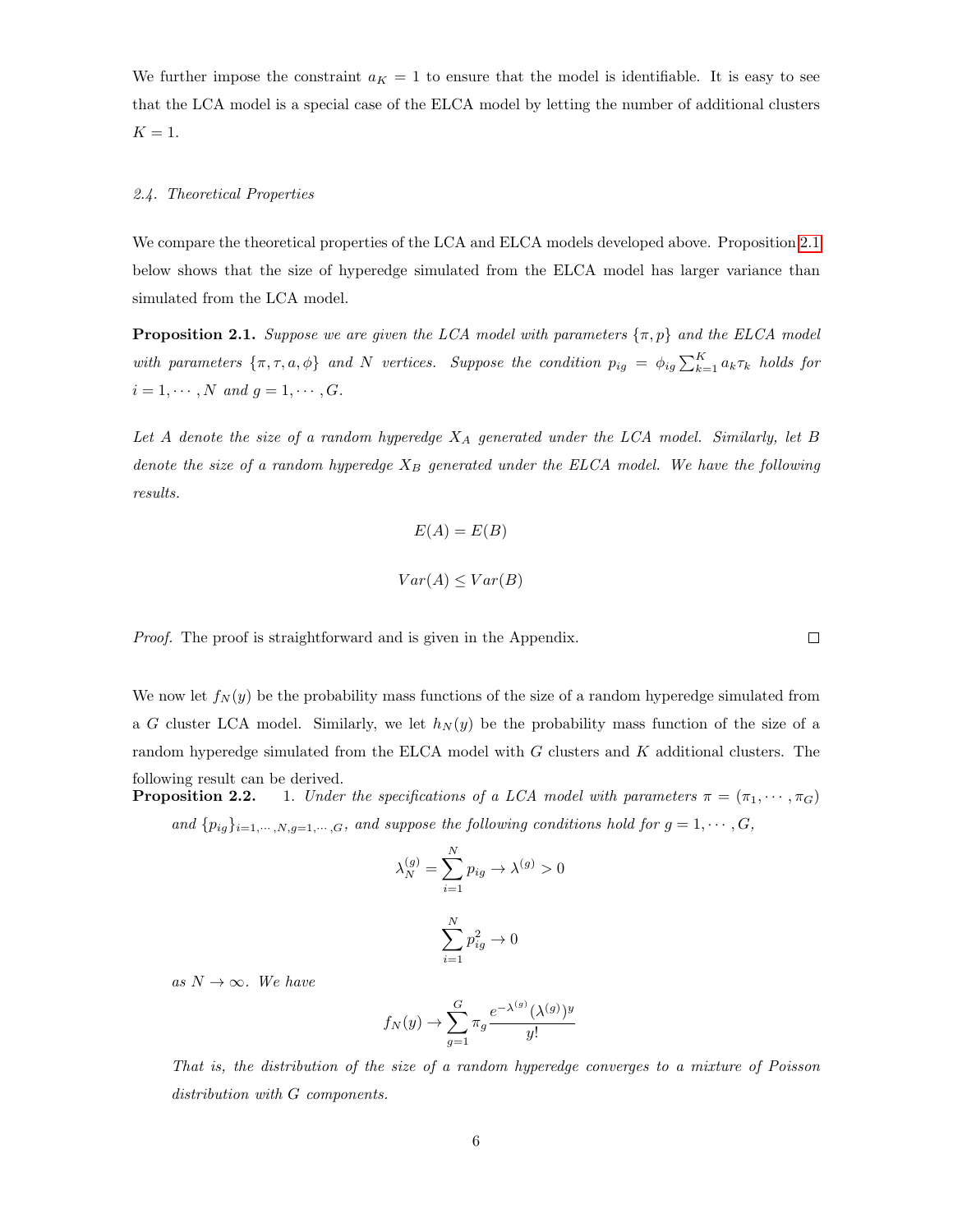We further impose the constraint $a_K = 1$ to ensure that the model is identifiable. It is easy to see that the LCA model is a special case of the ELCA model by letting the number of additional clusters $K = 1$.

### 2.4. Theoretical Properties

We compare the theoretical properties of the LCA and ELCA models developed above. Proposition 2.1 below shows that the size of hyperedge simulated from the ELCA model has larger variance than simulated from the LCA model.

**Proposition 2.1.** *Suppose we are given the LCA model with parameters $\{\pi, p\}$ and the ELCA model with parameters $\{\pi, \tau, a, \phi\}$ and $N$ vertices. Suppose the condition $p_{ig} = \phi_{ig} \sum_{k=1}^{K} a_k \tau_k$ holds for $i = 1, \cdots, N$ and $g = 1, \cdots, G$.*

*Let $A$ denote the size of a random hyperedge $X_A$ generated under the LCA model. Similarly, let $B$ denote the size of a random hyperedge $X_B$ generated under the ELCA model. We have the following results.*

$$E(A) = E(B)$$

$$Var(A) \leq Var(B)$$

*Proof.* The proof is straightforward and is given in the Appendix. □

We now let $f_N(y)$ be the probability mass functions of the size of a random hyperedge simulated from a $G$ cluster LCA model. Similarly, we let $h_N(y)$ be the probability mass function of the size of a random hyperedge simulated from the ELCA model with $G$ clusters and $K$ additional clusters. The following result can be derived.

**Proposition 2.2.**

1. *Under the specifications of a LCA model with parameters $\pi = (\pi_1, \cdots, \pi_G)$ and $\{p_{ig}\}_{i=1,\cdots,N,g=1,\cdots,G}$, and suppose the following conditions hold for $g = 1, \cdots, G$,*

$$\lambda_N^{(g)} = \sum_{i=1}^{N} p_{ig} \to \lambda^{(g)} > 0$$

$$\sum_{i=1}^{N} p_{ig}^2 \to 0$$

*as $N \to \infty$. We have*

$$f_N(y) \to \sum_{g=1}^{G} \pi_g \frac{e^{-\lambda^{(g)}} (\lambda^{(g)})^y}{y!}$$

*That is, the distribution of the size of a random hyperedge converges to a mixture of Poisson distribution with $G$ components.*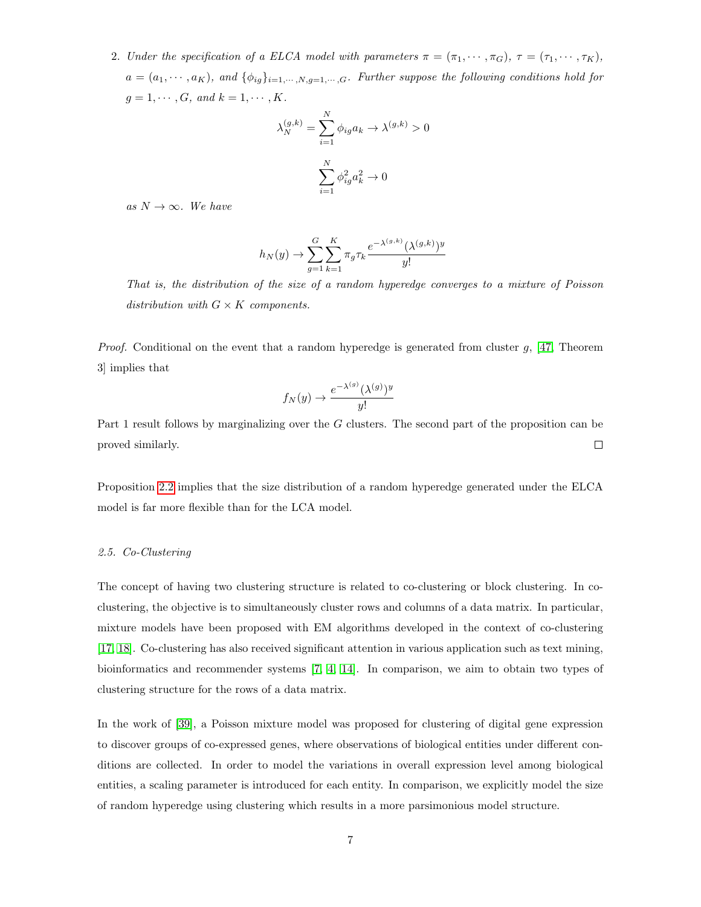2. *Under the specification of a ELCA model with parameters $\pi = (\pi_1, \cdots, \pi_G)$, $\tau = (\tau_1, \cdots, \tau_K)$, $a = (a_1, \cdots, a_K)$, and $\{\phi_{ig}\}_{i=1,\cdots,N, g=1,\cdots,G}$. Further suppose the following conditions hold for $g = 1, \cdots, G$, and $k = 1, \cdots, K$.*

$$\lambda_N^{(g,k)} = \sum_{i=1}^{N} \phi_{ig} a_k \to \lambda^{(g,k)} > 0$$

$$\sum_{i=1}^{N} \phi_{ig}^2 a_k^2 \to 0$$

*as $N \to \infty$. We have*

$$h_N(y) \to \sum_{g=1}^{G} \sum_{k=1}^{K} \pi_g \tau_k \frac{e^{-\lambda^{(g,k)}} (\lambda^{(g,k)})^y}{y!}$$

*That is, the distribution of the size of a random hyperedge converges to a mixture of Poisson distribution with $G \times K$ components.*

*Proof.* Conditional on the event that a random hyperedge is generated from cluster $g$, [47, Theorem 3] implies that

$$f_N(y) \to \frac{e^{-\lambda^{(g)}} (\lambda^{(g)})^y}{y!}$$

Part 1 result follows by marginalizing over the $G$ clusters. The second part of the proposition can be proved similarly. □

Proposition 2.2 implies that the size distribution of a random hyperedge generated under the ELCA model is far more flexible than for the LCA model.

### *2.5. Co-Clustering*

The concept of having two clustering structure is related to co-clustering or block clustering. In co-clustering, the objective is to simultaneously cluster rows and columns of a data matrix. In particular, mixture models have been proposed with EM algorithms developed in the context of co-clustering [17, 18]. Co-clustering has also received significant attention in various application such as text mining, bioinformatics and recommender systems [7, 4, 14]. In comparison, we aim to obtain two types of clustering structure for the rows of a data matrix.

In the work of [39], a Poisson mixture model was proposed for clustering of digital gene expression to discover groups of co-expressed genes, where observations of biological entities under different conditions are collected. In order to model the variations in overall expression level among biological entities, a scaling parameter is introduced for each entity. In comparison, we explicitly model the size of random hyperedge using clustering which results in a more parsimonious model structure.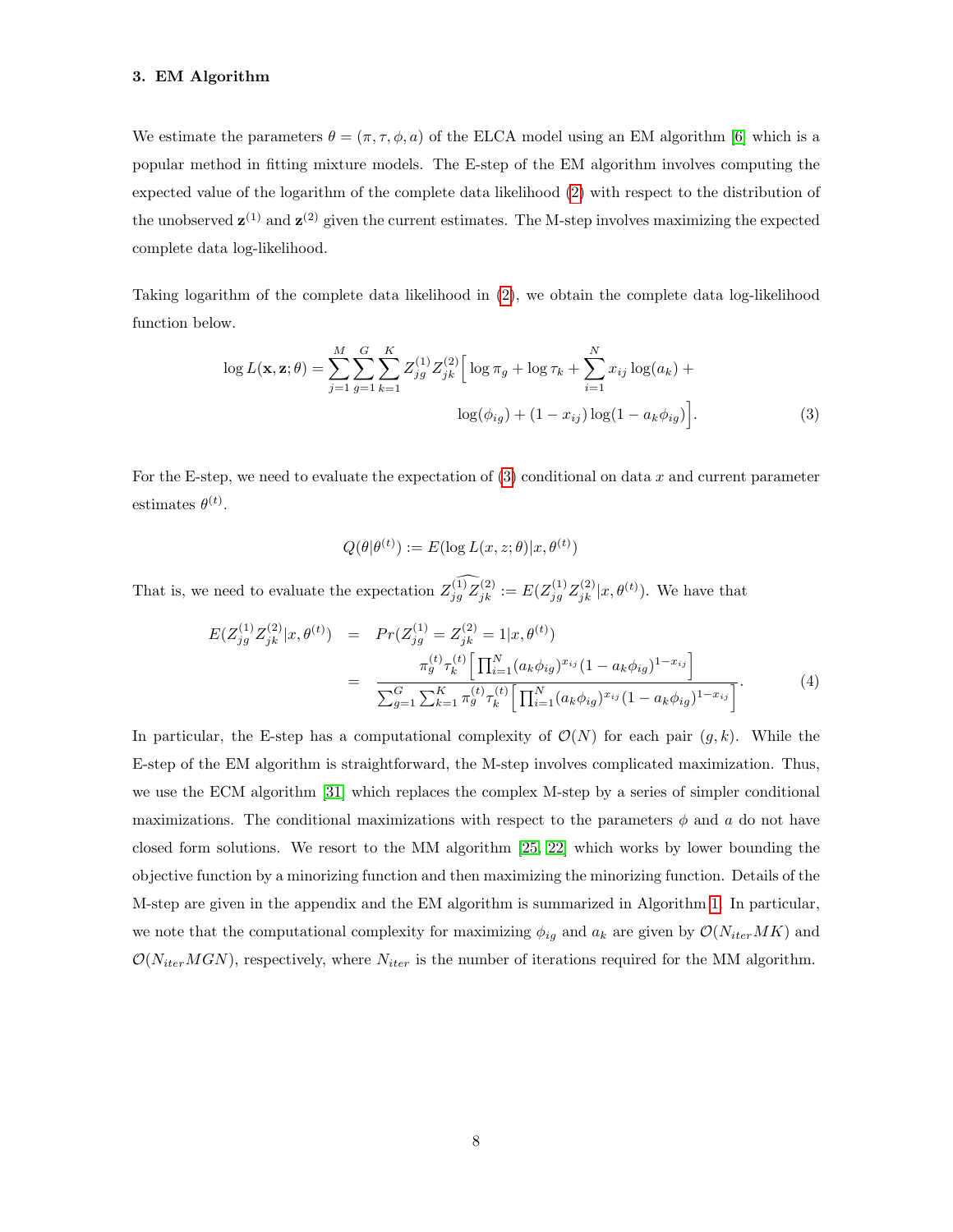### 3. EM Algorithm

We estimate the parameters $\theta = (\pi, \tau, \phi, a)$ of the ELCA model using an EM algorithm [6] which is a popular method in fitting mixture models. The E-step of the EM algorithm involves computing the expected value of the logarithm of the complete data likelihood (2) with respect to the distribution of the unobserved $\mathbf{z}^{(1)}$ and $\mathbf{z}^{(2)}$ given the current estimates. The M-step involves maximizing the expected complete data log-likelihood.

Taking logarithm of the complete data likelihood in (2), we obtain the complete data log-likelihood function below.

$$
\begin{aligned}
\log L(\mathbf{x}, \mathbf{z}; \theta) = \sum_{j=1}^{M} \sum_{g=1}^{G} \sum_{k=1}^{K} Z_{jg}^{(1)} Z_{jk}^{(2)} \Big[ \log \pi_g + \log \tau_k + \sum_{i=1}^{N} x_{ij} \log(a_k) + \\
\log(\phi_{ig}) + (1 - x_{ij}) \log(1 - a_k \phi_{ig}) \Big]. \qquad (3)
\end{aligned}
$$

For the E-step, we need to evaluate the expectation of (3) conditional on data $x$ and current parameter estimates $\theta^{(t)}$.

$$
Q(\theta|\theta^{(t)}) := E(\log L(x, z; \theta)|x, \theta^{(t)})
$$

That is, we need to evaluate the expectation $\widehat{Z_{jg}^{(1)} Z_{jk}^{(2)}} := E(Z_{jg}^{(1)} Z_{jk}^{(2)}|x, \theta^{(t)})$. We have that

$$
\begin{aligned}
E(Z_{jg}^{(1)} Z_{jk}^{(2)}|x, \theta^{(t)}) &= Pr(Z_{jg}^{(1)} = Z_{jk}^{(2)} = 1|x, \theta^{(t)}) \\
&= \frac{\pi_g^{(t)} \tau_k^{(t)} \Big[ \prod_{i=1}^{N} (a_k \phi_{ig})^{x_{ij}} (1 - a_k \phi_{ig})^{1 - x_{ij}} \Big]}{\sum_{g=1}^{G} \sum_{k=1}^{K} \pi_g^{(t)} \tau_k^{(t)} \Big[ \prod_{i=1}^{N} (a_k \phi_{ig})^{x_{ij}} (1 - a_k \phi_{ig})^{1 - x_{ij}} \Big]}. \qquad (4)
\end{aligned}
$$

In particular, the E-step has a computational complexity of $\mathcal{O}(N)$ for each pair $(g, k)$. While the E-step of the EM algorithm is straightforward, the M-step involves complicated maximization. Thus, we use the ECM algorithm [31] which replaces the complex M-step by a series of simpler conditional maximizations. The conditional maximizations with respect to the parameters $\phi$ and $a$ do not have closed form solutions. We resort to the MM algorithm [25, 22] which works by lower bounding the objective function by a minorizing function and then maximizing the minorizing function. Details of the M-step are given in the appendix and the EM algorithm is summarized in Algorithm 1. In particular, we note that the computational complexity for maximizing $\phi_{ig}$ and $a_k$ are given by $\mathcal{O}(N_{iter} MK)$ and $\mathcal{O}(N_{iter} MGN)$, respectively, where $N_{iter}$ is the number of iterations required for the MM algorithm.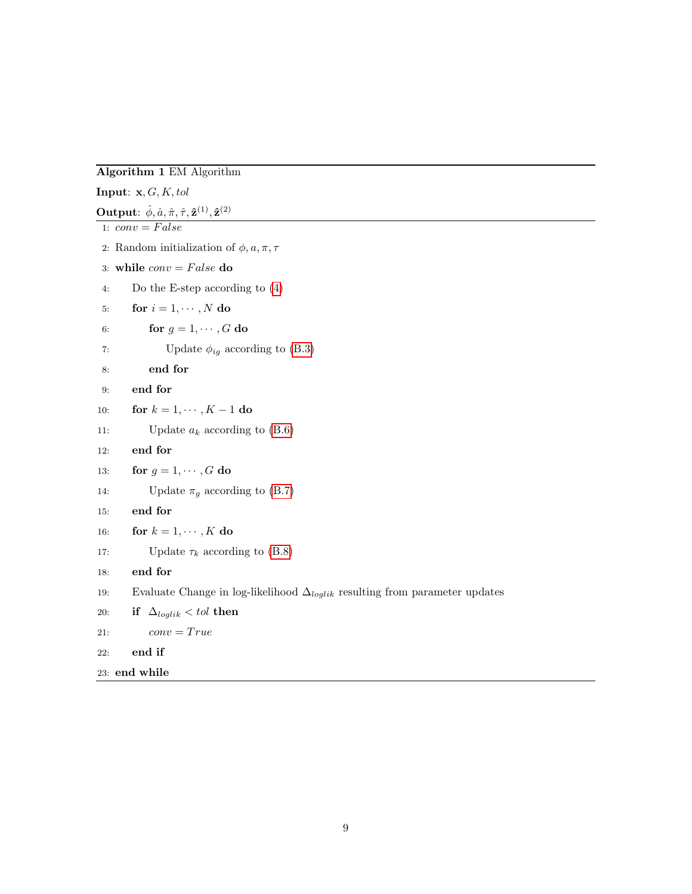**Algorithm 1** EM Algorithm

**Input**: $\mathbf{x}, G, K, tol$

**Output**: $\hat{\phi}, \hat{a}, \hat{\pi}, \hat{\tau}, \hat{\mathbf{z}}^{(1)}, \hat{\mathbf{z}}^{(2)}$

```
1:  conv = False
2:  Random initialization of φ, a, π, τ
3:  while conv = False do
4:      Do the E-step according to (4)
5:      for i = 1, ··· , N do
6:          for g = 1, ··· , G do
7:              Update φ_ig according to (B.3)
8:          end for
9:      end for
10:     for k = 1, ··· , K − 1 do
11:         Update a_k according to (B.6)
12:     end for
13:     for g = 1, ··· , G do
14:         Update π_g according to (B.7)
15:     end for
16:     for k = 1, ··· , K do
17:         Update τ_k according to (B.8)
18:     end for
19:     Evaluate Change in log-likelihood Δ_loglik resulting from parameter updates
20:     if Δ_loglik < tol then
21:         conv = True
22:     end if
23: end while
```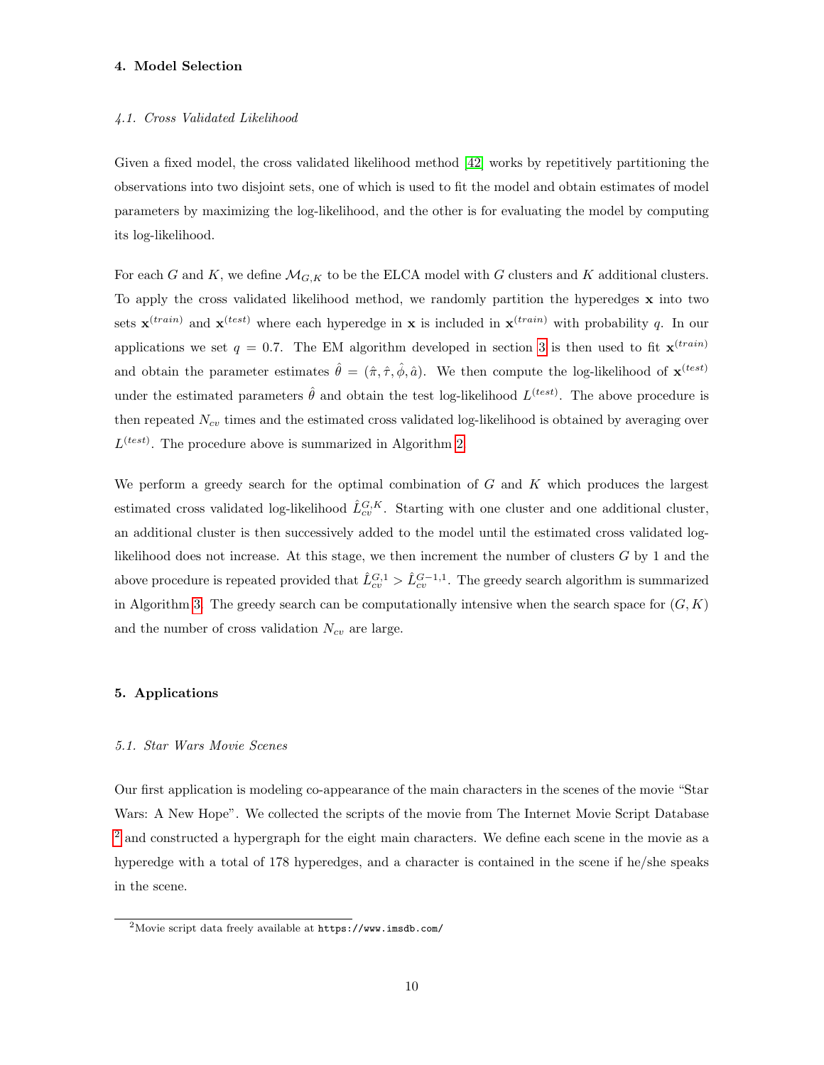## 4. Model Selection

### 4.1. Cross Validated Likelihood

Given a fixed model, the cross validated likelihood method [42] works by repetitively partitioning the observations into two disjoint sets, one of which is used to fit the model and obtain estimates of model parameters by maximizing the log-likelihood, and the other is for evaluating the model by computing its log-likelihood.

For each $G$ and $K$, we define $\mathcal{M}_{G,K}$ to be the ELCA model with $G$ clusters and $K$ additional clusters. To apply the cross validated likelihood method, we randomly partition the hyperedges $\mathbf{x}$ into two sets $\mathbf{x}^{(train)}$ and $\mathbf{x}^{(test)}$ where each hyperedge in $\mathbf{x}$ is included in $\mathbf{x}^{(train)}$ with probability $q$. In our applications we set $q = 0.7$. The EM algorithm developed in section 3 is then used to fit $\mathbf{x}^{(train)}$ and obtain the parameter estimates $\hat{\theta} = (\hat{\pi}, \hat{\tau}, \hat{\phi}, \hat{a})$. We then compute the log-likelihood of $\mathbf{x}^{(test)}$ under the estimated parameters $\hat{\theta}$ and obtain the test log-likelihood $L^{(test)}$. The above procedure is then repeated $N_{cv}$ times and the estimated cross validated log-likelihood is obtained by averaging over $L^{(test)}$. The procedure above is summarized in Algorithm 2.

We perform a greedy search for the optimal combination of $G$ and $K$ which produces the largest estimated cross validated log-likelihood $\hat{L}_{cv}^{G,K}$. Starting with one cluster and one additional cluster, an additional cluster is then successively added to the model until the estimated cross validated log-likelihood does not increase. At this stage, we then increment the number of clusters $G$ by 1 and the above procedure is repeated provided that $\hat{L}_{cv}^{G,1} > \hat{L}_{cv}^{G-1,1}$. The greedy search algorithm is summarized in Algorithm 3. The greedy search can be computationally intensive when the search space for $(G, K)$ and the number of cross validation $N_{cv}$ are large.

## 5. Applications

### 5.1. Star Wars Movie Scenes

Our first application is modeling co-appearance of the main characters in the scenes of the movie "Star Wars: A New Hope". We collected the scripts of the movie from The Internet Movie Script Database [2] and constructed a hypergraph for the eight main characters. We define each scene in the movie as a hyperedge with a total of 178 hyperedges, and a character is contained in the scene if he/she speaks in the scene.

[2] Movie script data freely available at https://www.imsdb.com/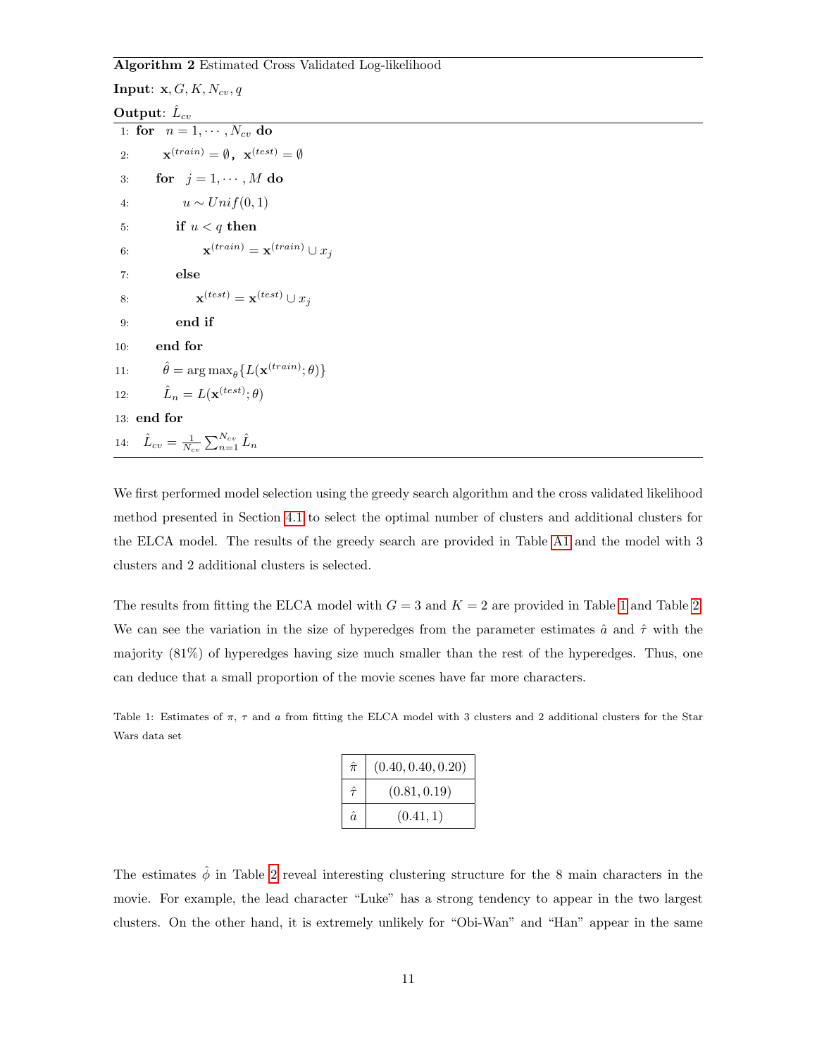**Algorithm 2** Estimated Cross Validated Log-likelihood

**Input**: $\mathbf{x}, G, K, N_{cv}, q$

**Output**: $\hat{L}_{cv}$

```
1:  for  n = 1, ..., N_cv do
2:      x^(train) = ∅,  x^(test) = ∅
3:      for  j = 1, ..., M do
4:          u ~ Unif(0, 1)
5:          if u < q then
6:              x^(train) = x^(train) ∪ x_j
7:          else
8:              x^(test) = x^(test) ∪ x_j
9:          end if
10:     end for
11:     θ̂ = arg max_θ {L(x^(train); θ)}
12:     L̂_n = L(x^(test); θ)
13: end for
14: L̂_cv = (1/N_cv) Σ_{n=1}^{N_cv} L̂_n
```

1: **for** $n = 1, \cdots, N_{cv}$ **do**

2: $\quad\mathbf{x}^{(train)} = \emptyset$, $\mathbf{x}^{(test)} = \emptyset$

3: $\quad$**for** $j = 1, \cdots, M$ **do**

4: $\quad\quad u \sim Unif(0, 1)$

5: $\quad\quad$**if** $u < q$ **then**

6: $\quad\quad\quad \mathbf{x}^{(train)} = \mathbf{x}^{(train)} \cup x_j$

7: $\quad\quad$**else**

8: $\quad\quad\quad \mathbf{x}^{(test)} = \mathbf{x}^{(test)} \cup x_j$

9: $\quad\quad$**end if**

10: $\quad$**end for**

11: $\quad\hat{\theta} = \arg\max_{\theta}\{L(\mathbf{x}^{(train)}; \theta)\}$

12: $\quad\hat{L}_n = L(\mathbf{x}^{(test)}; \theta)$

13: **end for**

14: $\hat{L}_{cv} = \frac{1}{N_{cv}} \sum_{n=1}^{N_{cv}} \hat{L}_n$

We first performed model selection using the greedy search algorithm and the cross validated likelihood method presented in Section 4.1 to select the optimal number of clusters and additional clusters for the ELCA model. The results of the greedy search are provided in Table A1 and the model with 3 clusters and 2 additional clusters is selected.

The results from fitting the ELCA model with $G = 3$ and $K = 2$ are provided in Table 1 and Table 2. We can see the variation in the size of hyperedges from the parameter estimates $\hat{a}$ and $\hat{\tau}$ with the majority (81%) of hyperedges having size much smaller than the rest of the hyperedges. Thus, one can deduce that a small proportion of the movie scenes have far more characters.

Table 1: Estimates of $\pi$, $\tau$ and $a$ from fitting the ELCA model with 3 clusters and 2 additional clusters for the Star Wars data set

| | |
|---|---|
| $\hat{\pi}$ | $(0.40, 0.40, 0.20)$ |
| $\hat{\tau}$ | $(0.81, 0.19)$ |
| $\hat{a}$ | $(0.41, 1)$ |

The estimates $\hat{\phi}$ in Table 2 reveal interesting clustering structure for the 8 main characters in the movie. For example, the lead character "Luke" has a strong tendency to appear in the two largest clusters. On the other hand, it is extremely unlikely for "Obi-Wan" and "Han" appear in the same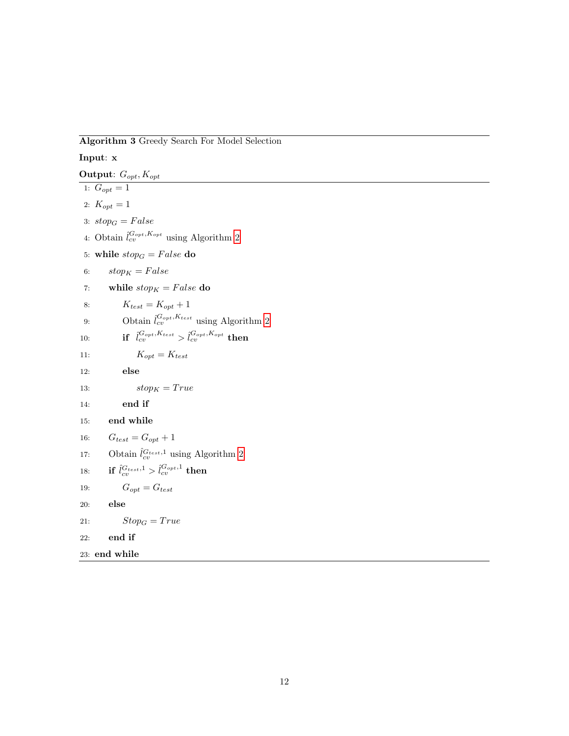**Algorithm 3** Greedy Search For Model Selection

**Input**: $\mathbf{x}$

**Output**: $G_{opt}, K_{opt}$

```
1:  G_opt = 1
2:  K_opt = 1
3:  stop_G = False
4:  Obtain l̂_cv^{G_opt,K_opt} using Algorithm 2
5:  while stop_G = False do
6:      stop_K = False
7:      while stop_K = False do
8:          K_test = K_opt + 1
9:          Obtain l̂_cv^{G_opt,K_test} using Algorithm 2
10:         if l̂_cv^{G_opt,K_test} > l̂_cv^{G_opt,K_opt} then
11:             K_opt = K_test
12:         else
13:             stop_K = True
14:         end if
15:     end while
16:     G_test = G_opt + 1
17:     Obtain l̂_cv^{G_test,1} using Algorithm 2
18:     if l̂_cv^{G_test,1} > l̂_cv^{G_opt,1} then
19:         G_opt = G_test
20:     else
21:         Stop_G = True
22:     end if
23: end while
```

In mathematical notation:

1: $G_{opt} = 1$

2: $K_{opt} = 1$

3: $stop_G = False$

4: Obtain $\hat{l}_{cv}^{G_{opt},K_{opt}}$ using Algorithm 2

5: **while** $stop_G = False$ **do**

6: $\quad stop_K = False$

7: $\quad$ **while** $stop_K = False$ **do**

8: $\quad\quad K_{test} = K_{opt} + 1$

9: $\quad\quad$ Obtain $\hat{l}_{cv}^{G_{opt},K_{test}}$ using Algorithm 2

10: $\quad\quad$ **if** $\hat{l}_{cv}^{G_{opt},K_{test}} > \hat{l}_{cv}^{G_{opt},K_{opt}}$ **then**

11: $\quad\quad\quad K_{opt} = K_{test}$

12: $\quad\quad$ **else**

13: $\quad\quad\quad stop_K = True$

14: $\quad\quad$ **end if**

15: $\quad$ **end while**

16: $\quad G_{test} = G_{opt} + 1$

17: $\quad$ Obtain $\hat{l}_{cv}^{G_{test},1}$ using Algorithm 2

18: $\quad$ **if** $\hat{l}_{cv}^{G_{test},1} > \hat{l}_{cv}^{G_{opt},1}$ **then**

19: $\quad\quad G_{opt} = G_{test}$

20: $\quad$ **else**

21: $\quad\quad Stop_G = True$

22: $\quad$ **end if**

23: **end while**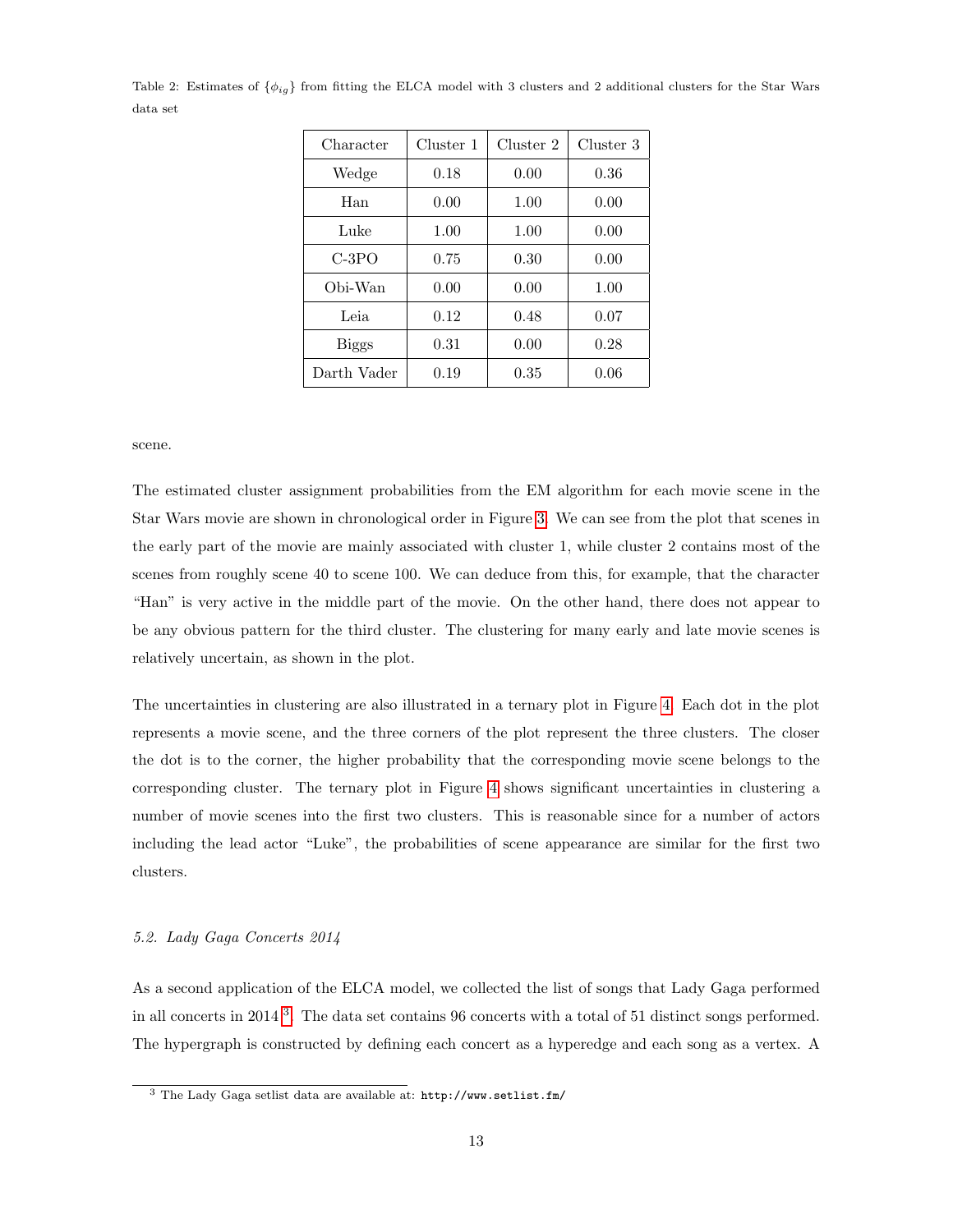Table 2: Estimates of $\{\phi_{ig}\}$ from fitting the ELCA model with 3 clusters and 2 additional clusters for the Star Wars data set

| Character | Cluster 1 | Cluster 2 | Cluster 3 |
|---|---|---|---|
| Wedge | 0.18 | 0.00 | 0.36 |
| Han | 0.00 | 1.00 | 0.00 |
| Luke | 1.00 | 1.00 | 0.00 |
| C-3PO | 0.75 | 0.30 | 0.00 |
| Obi-Wan | 0.00 | 0.00 | 1.00 |
| Leia | 0.12 | 0.48 | 0.07 |
| Biggs | 0.31 | 0.00 | 0.28 |
| Darth Vader | 0.19 | 0.35 | 0.06 |

scene.

The estimated cluster assignment probabilities from the EM algorithm for each movie scene in the Star Wars movie are shown in chronological order in Figure 3. We can see from the plot that scenes in the early part of the movie are mainly associated with cluster 1, while cluster 2 contains most of the scenes from roughly scene 40 to scene 100. We can deduce from this, for example, that the character "Han" is very active in the middle part of the movie. On the other hand, there does not appear to be any obvious pattern for the third cluster. The clustering for many early and late movie scenes is relatively uncertain, as shown in the plot.

The uncertainties in clustering are also illustrated in a ternary plot in Figure 4. Each dot in the plot represents a movie scene, and the three corners of the plot represent the three clusters. The closer the dot is to the corner, the higher probability that the corresponding movie scene belongs to the corresponding cluster. The ternary plot in Figure 4 shows significant uncertainties in clustering a number of movie scenes into the first two clusters. This is reasonable since for a number of actors including the lead actor "Luke", the probabilities of scene appearance are similar for the first two clusters.

### *5.2. Lady Gaga Concerts 2014*

As a second application of the ELCA model, we collected the list of songs that Lady Gaga performed in all concerts in 2014 [3]. The data set contains 96 concerts with a total of 51 distinct songs performed. The hypergraph is constructed by defining each concert as a hyperedge and each song as a vertex. A

[3] The Lady Gaga setlist data are available at: `http://www.setlist.fm/`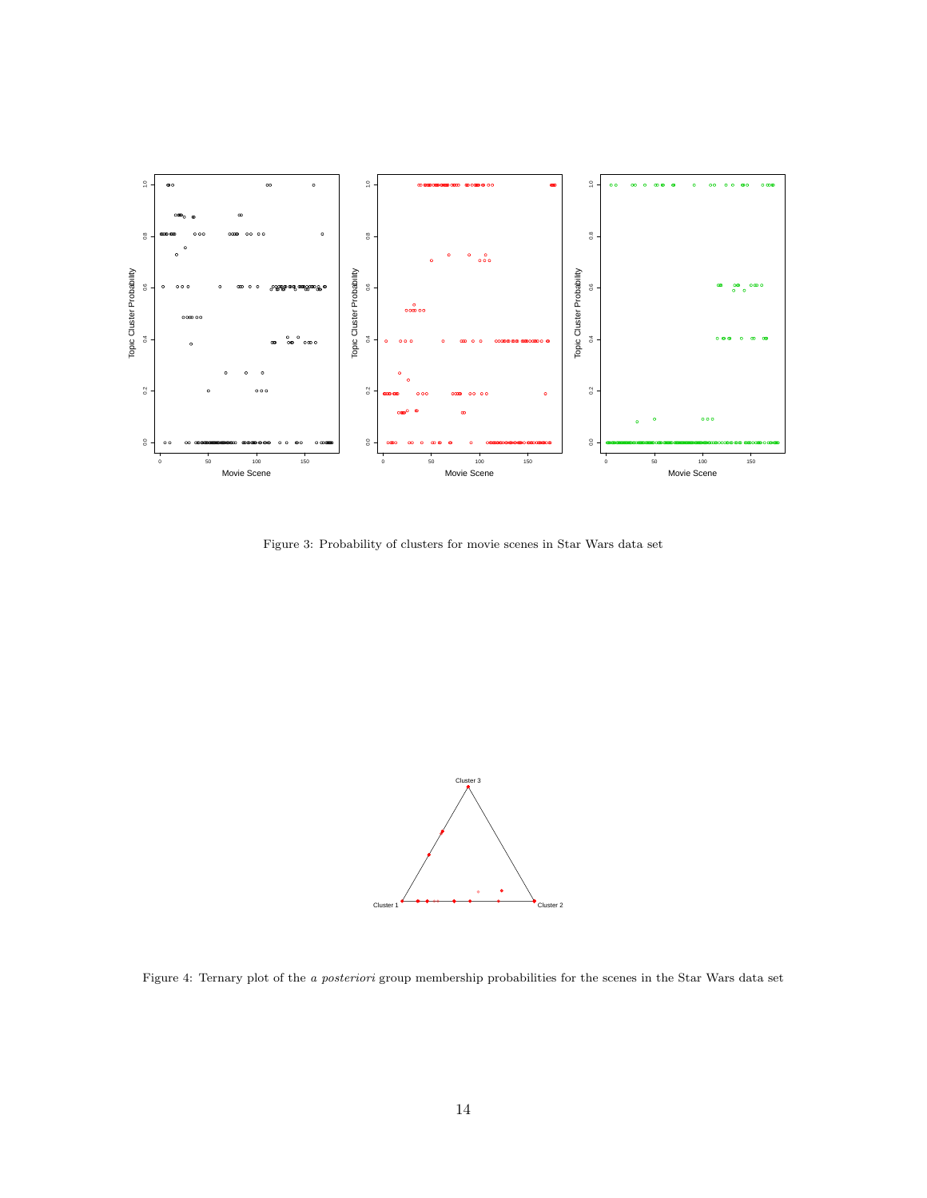Topic Cluster Probability

0.0 0.2 0.4 0.6 0.8 1.0

Movie Scene

0 50 100 150

Topic Cluster Probability

0.0 0.2 0.4 0.6 0.8 1.0

Movie Scene

0 50 100 150

Topic Cluster Probability

0.0 0.2 0.4 0.6 0.8 1.0

Movie Scene

0 50 100 150

Figure 3: Probability of clusters for movie scenes in Star Wars data set

Cluster 3

Cluster 1

Cluster 2

Figure 4: Ternary plot of the *a posteriori* group membership probabilities for the scenes in the Star Wars data set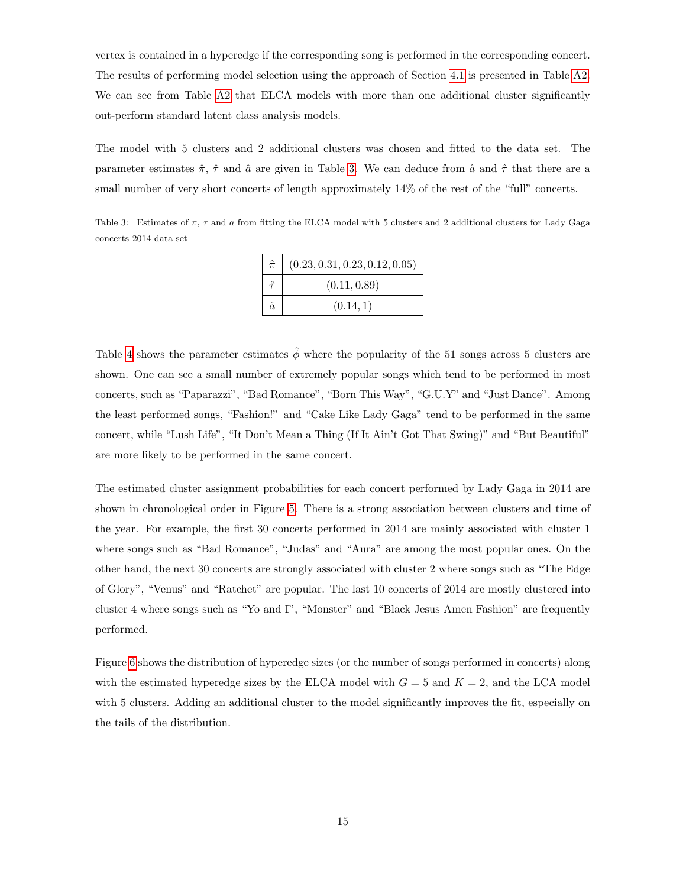vertex is contained in a hyperedge if the corresponding song is performed in the corresponding concert. The results of performing model selection using the approach of Section 4.1 is presented in Table A2. We can see from Table A2 that ELCA models with more than one additional cluster significantly out-perform standard latent class analysis models.

The model with 5 clusters and 2 additional clusters was chosen and fitted to the data set. The parameter estimates $\hat{\pi}$, $\hat{\tau}$ and $\hat{a}$ are given in Table 3. We can deduce from $\hat{a}$ and $\hat{\tau}$ that there are a small number of very short concerts of length approximately 14% of the rest of the "full" concerts.

Table 3: Estimates of $\pi$, $\tau$ and $a$ from fitting the ELCA model with 5 clusters and 2 additional clusters for Lady Gaga concerts 2014 data set

| | |
|---|---|
| $\hat{\pi}$ | $(0.23, 0.31, 0.23, 0.12, 0.05)$ |
| $\hat{\tau}$ | $(0.11, 0.89)$ |
| $\hat{a}$ | $(0.14, 1)$ |

Table 4 shows the parameter estimates $\hat{\phi}$ where the popularity of the 51 songs across 5 clusters are shown. One can see a small number of extremely popular songs which tend to be performed in most concerts, such as "Paparazzi", "Bad Romance", "Born This Way", "G.U.Y" and "Just Dance". Among the least performed songs, "Fashion!" and "Cake Like Lady Gaga" tend to be performed in the same concert, while "Lush Life", "It Don't Mean a Thing (If It Ain't Got That Swing)" and "But Beautiful" are more likely to be performed in the same concert.

The estimated cluster assignment probabilities for each concert performed by Lady Gaga in 2014 are shown in chronological order in Figure 5. There is a strong association between clusters and time of the year. For example, the first 30 concerts performed in 2014 are mainly associated with cluster 1 where songs such as "Bad Romance", "Judas" and "Aura" are among the most popular ones. On the other hand, the next 30 concerts are strongly associated with cluster 2 where songs such as "The Edge of Glory", "Venus" and "Ratchet" are popular. The last 10 concerts of 2014 are mostly clustered into cluster 4 where songs such as "Yo and I", "Monster" and "Black Jesus Amen Fashion" are frequently performed.

Figure 6 shows the distribution of hyperedge sizes (or the number of songs performed in concerts) along with the estimated hyperedge sizes by the ELCA model with $G = 5$ and $K = 2$, and the LCA model with 5 clusters. Adding an additional cluster to the model significantly improves the fit, especially on the tails of the distribution.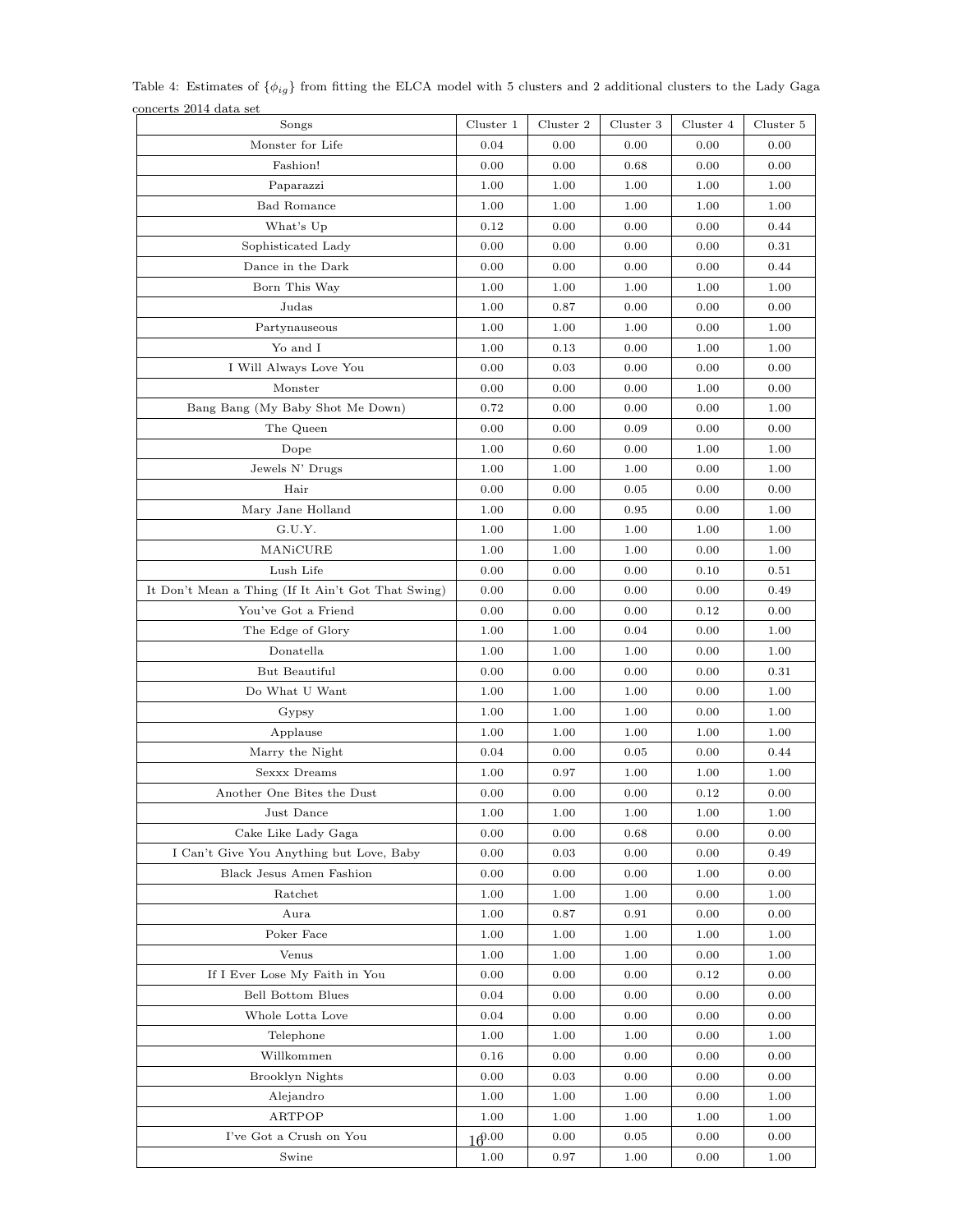Table 4: Estimates of $\{\phi_{ig}\}$ from fitting the ELCA model with 5 clusters and 2 additional clusters to the Lady Gaga concerts 2014 data set

| Songs | Cluster 1 | Cluster 2 | Cluster 3 | Cluster 4 | Cluster 5 |
|---|---|---|---|---|---|
| Monster for Life | 0.04 | 0.00 | 0.00 | 0.00 | 0.00 |
| Fashion! | 0.00 | 0.00 | 0.68 | 0.00 | 0.00 |
| Paparazzi | 1.00 | 1.00 | 1.00 | 1.00 | 1.00 |
| Bad Romance | 1.00 | 1.00 | 1.00 | 1.00 | 1.00 |
| What's Up | 0.12 | 0.00 | 0.00 | 0.00 | 0.44 |
| Sophisticated Lady | 0.00 | 0.00 | 0.00 | 0.00 | 0.31 |
| Dance in the Dark | 0.00 | 0.00 | 0.00 | 0.00 | 0.44 |
| Born This Way | 1.00 | 1.00 | 1.00 | 1.00 | 1.00 |
| Judas | 1.00 | 0.87 | 0.00 | 0.00 | 0.00 |
| Partynauseous | 1.00 | 1.00 | 1.00 | 0.00 | 1.00 |
| Yo and I | 1.00 | 0.13 | 0.00 | 1.00 | 1.00 |
| I Will Always Love You | 0.00 | 0.03 | 0.00 | 0.00 | 0.00 |
| Monster | 0.00 | 0.00 | 0.00 | 1.00 | 0.00 |
| Bang Bang (My Baby Shot Me Down) | 0.72 | 0.00 | 0.00 | 0.00 | 1.00 |
| The Queen | 0.00 | 0.00 | 0.09 | 0.00 | 0.00 |
| Dope | 1.00 | 0.60 | 0.00 | 1.00 | 1.00 |
| Jewels N' Drugs | 1.00 | 1.00 | 1.00 | 0.00 | 1.00 |
| Hair | 0.00 | 0.00 | 0.05 | 0.00 | 0.00 |
| Mary Jane Holland | 1.00 | 0.00 | 0.95 | 0.00 | 1.00 |
| G.U.Y. | 1.00 | 1.00 | 1.00 | 1.00 | 1.00 |
| MANiCURE | 1.00 | 1.00 | 1.00 | 0.00 | 1.00 |
| Lush Life | 0.00 | 0.00 | 0.00 | 0.10 | 0.51 |
| It Don't Mean a Thing (If It Ain't Got That Swing) | 0.00 | 0.00 | 0.00 | 0.00 | 0.49 |
| You've Got a Friend | 0.00 | 0.00 | 0.00 | 0.12 | 0.00 |
| The Edge of Glory | 1.00 | 1.00 | 0.04 | 0.00 | 1.00 |
| Donatella | 1.00 | 1.00 | 1.00 | 0.00 | 1.00 |
| But Beautiful | 0.00 | 0.00 | 0.00 | 0.00 | 0.31 |
| Do What U Want | 1.00 | 1.00 | 1.00 | 0.00 | 1.00 |
| Gypsy | 1.00 | 1.00 | 1.00 | 0.00 | 1.00 |
| Applause | 1.00 | 1.00 | 1.00 | 1.00 | 1.00 |
| Marry the Night | 0.04 | 0.00 | 0.05 | 0.00 | 0.44 |
| Sexxx Dreams | 1.00 | 0.97 | 1.00 | 1.00 | 1.00 |
| Another One Bites the Dust | 0.00 | 0.00 | 0.00 | 0.12 | 0.00 |
| Just Dance | 1.00 | 1.00 | 1.00 | 1.00 | 1.00 |
| Cake Like Lady Gaga | 0.00 | 0.00 | 0.68 | 0.00 | 0.00 |
| I Can't Give You Anything but Love, Baby | 0.00 | 0.03 | 0.00 | 0.00 | 0.49 |
| Black Jesus Amen Fashion | 0.00 | 0.00 | 0.00 | 1.00 | 0.00 |
| Ratchet | 1.00 | 1.00 | 1.00 | 0.00 | 1.00 |
| Aura | 1.00 | 0.87 | 0.91 | 0.00 | 0.00 |
| Poker Face | 1.00 | 1.00 | 1.00 | 1.00 | 1.00 |
| Venus | 1.00 | 1.00 | 1.00 | 0.00 | 1.00 |
| If I Ever Lose My Faith in You | 0.00 | 0.00 | 0.00 | 0.12 | 0.00 |
| Bell Bottom Blues | 0.04 | 0.00 | 0.00 | 0.00 | 0.00 |
| Whole Lotta Love | 0.04 | 0.00 | 0.00 | 0.00 | 0.00 |
| Telephone | 1.00 | 1.00 | 1.00 | 0.00 | 1.00 |
| Willkommen | 0.16 | 0.00 | 0.00 | 0.00 | 0.00 |
| Brooklyn Nights | 0.00 | 0.03 | 0.00 | 0.00 | 0.00 |
| Alejandro | 1.00 | 1.00 | 1.00 | 0.00 | 1.00 |
| ARTPOP | 1.00 | 1.00 | 1.00 | 1.00 | 1.00 |
| I've Got a Crush on You | 0.00 | 0.00 | 0.05 | 0.00 | 0.00 |
| Swine | 1.00 | 0.97 | 1.00 | 0.00 | 1.00 |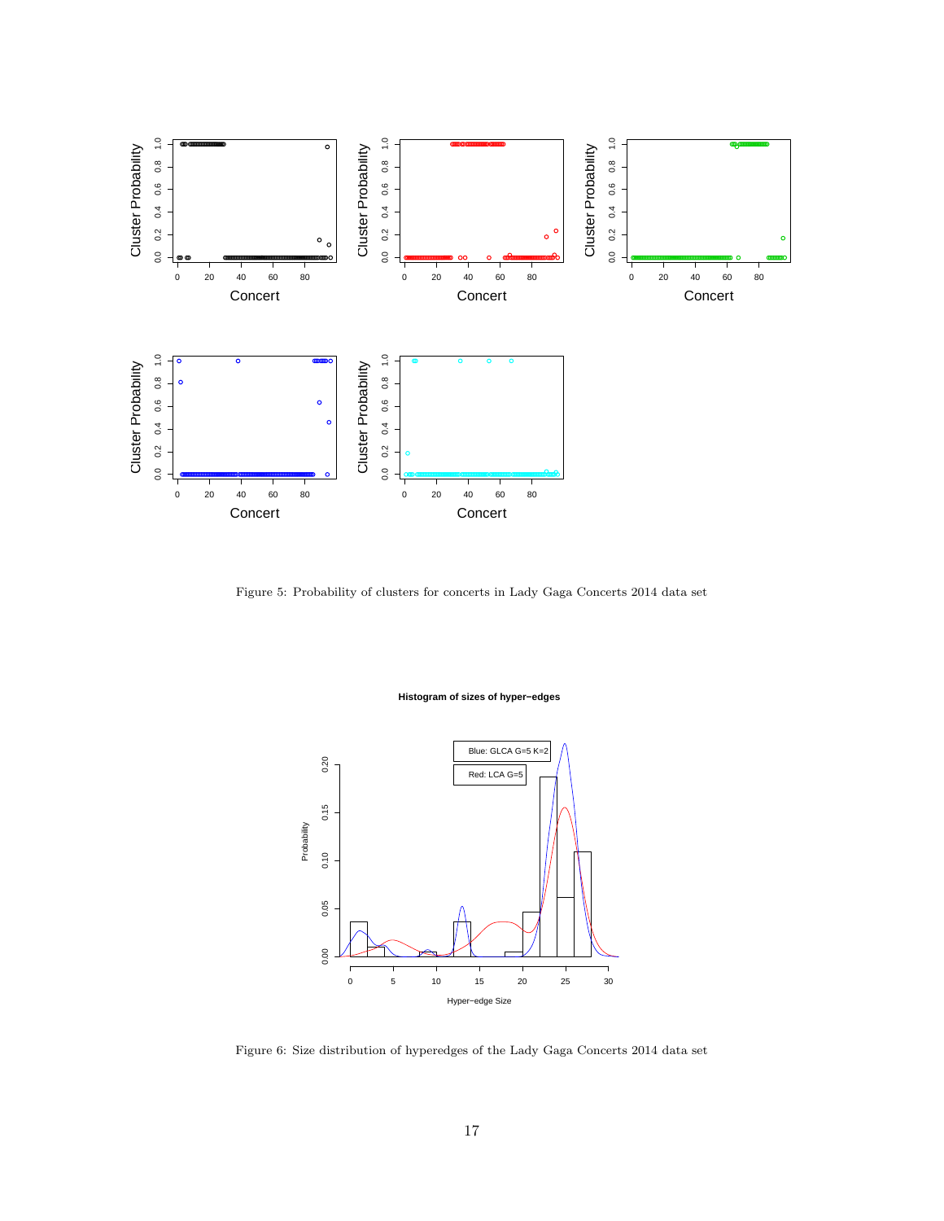Cluster Probability

Concert

Figure 5: Probability of clusters for concerts in Lady Gaga Concerts 2014 data set

Histogram of sizes of hyper−edges

Blue: GLCA G=5 K=2

Red: LCA G=5

Probability

Hyper−edge Size

Figure 6: Size distribution of hyperedges of the Lady Gaga Concerts 2014 data set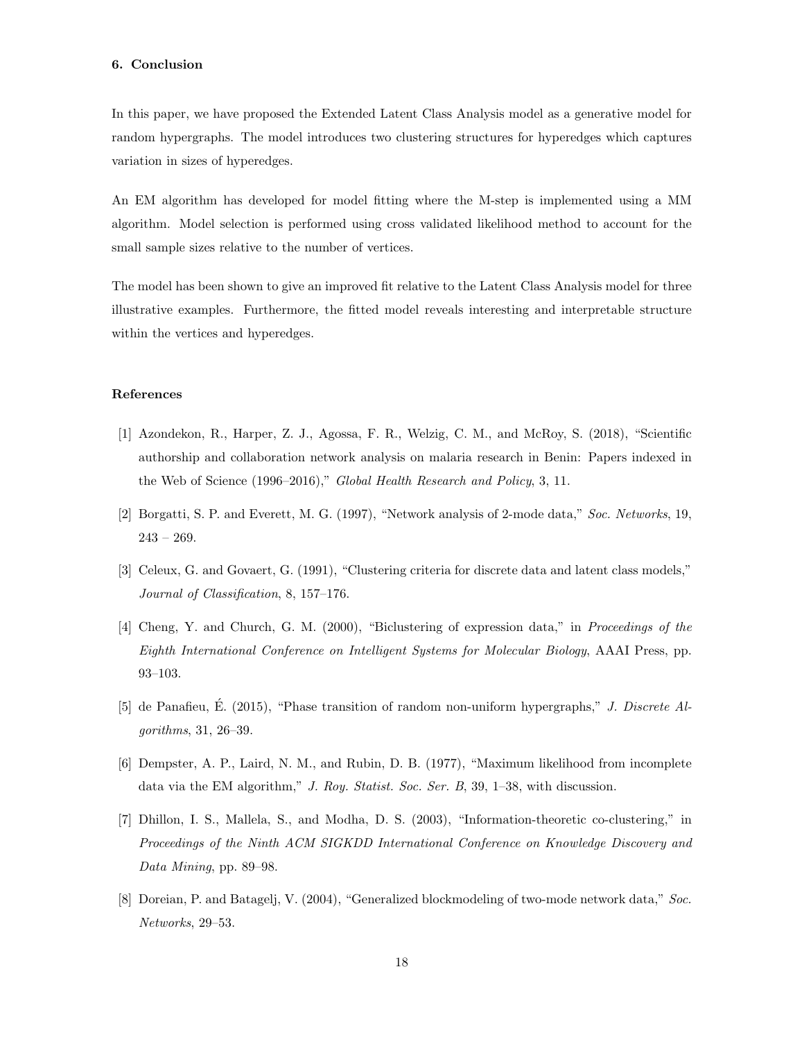## 6. Conclusion

In this paper, we have proposed the Extended Latent Class Analysis model as a generative model for random hypergraphs. The model introduces two clustering structures for hyperedges which captures variation in sizes of hyperedges.

An EM algorithm has developed for model fitting where the M-step is implemented using a MM algorithm. Model selection is performed using cross validated likelihood method to account for the small sample sizes relative to the number of vertices.

The model has been shown to give an improved fit relative to the Latent Class Analysis model for three illustrative examples. Furthermore, the fitted model reveals interesting and interpretable structure within the vertices and hyperedges.

## References

[1] Azondekon, R., Harper, Z. J., Agossa, F. R., Welzig, C. M., and McRoy, S. (2018), "Scientific authorship and collaboration network analysis on malaria research in Benin: Papers indexed in the Web of Science (1996–2016)," *Global Health Research and Policy*, 3, 11.

[2] Borgatti, S. P. and Everett, M. G. (1997), "Network analysis of 2-mode data," *Soc. Networks*, 19, 243 – 269.

[3] Celeux, G. and Govaert, G. (1991), "Clustering criteria for discrete data and latent class models," *Journal of Classification*, 8, 157–176.

[4] Cheng, Y. and Church, G. M. (2000), "Biclustering of expression data," in *Proceedings of the Eighth International Conference on Intelligent Systems for Molecular Biology*, AAAI Press, pp. 93–103.

[5] de Panafieu, É. (2015), "Phase transition of random non-uniform hypergraphs," *J. Discrete Algorithms*, 31, 26–39.

[6] Dempster, A. P., Laird, N. M., and Rubin, D. B. (1977), "Maximum likelihood from incomplete data via the EM algorithm," *J. Roy. Statist. Soc. Ser. B*, 39, 1–38, with discussion.

[7] Dhillon, I. S., Mallela, S., and Modha, D. S. (2003), "Information-theoretic co-clustering," in *Proceedings of the Ninth ACM SIGKDD International Conference on Knowledge Discovery and Data Mining*, pp. 89–98.

[8] Doreian, P. and Batagelj, V. (2004), "Generalized blockmodeling of two-mode network data," *Soc. Networks*, 29–53.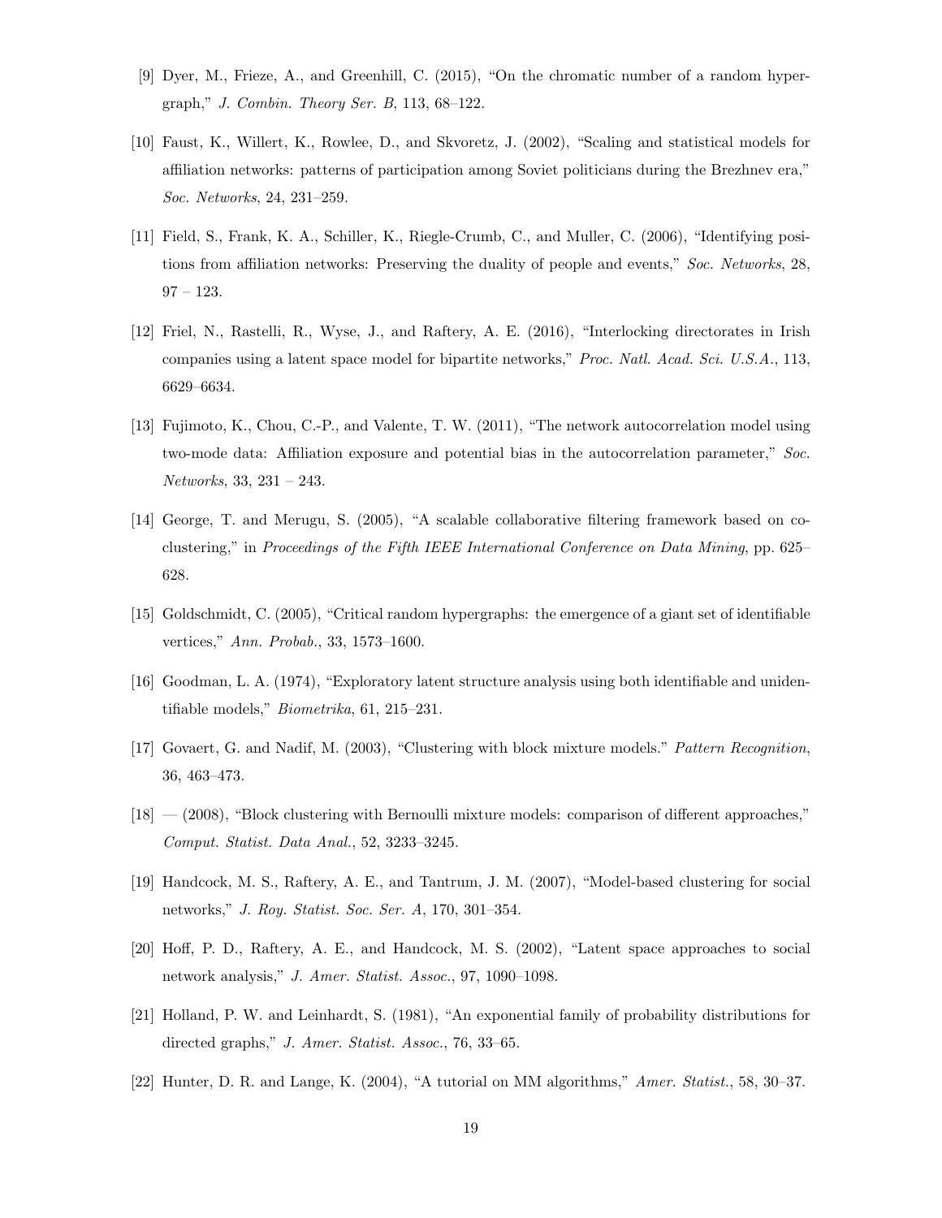[9] Dyer, M., Frieze, A., and Greenhill, C. (2015), "On the chromatic number of a random hypergraph," *J. Combin. Theory Ser. B*, 113, 68–122.

[10] Faust, K., Willert, K., Rowlee, D., and Skvoretz, J. (2002), "Scaling and statistical models for affiliation networks: patterns of participation among Soviet politicians during the Brezhnev era," *Soc. Networks*, 24, 231–259.

[11] Field, S., Frank, K. A., Schiller, K., Riegle-Crumb, C., and Muller, C. (2006), "Identifying positions from affiliation networks: Preserving the duality of people and events," *Soc. Networks*, 28, 97 – 123.

[12] Friel, N., Rastelli, R., Wyse, J., and Raftery, A. E. (2016), "Interlocking directorates in Irish companies using a latent space model for bipartite networks," *Proc. Natl. Acad. Sci. U.S.A.*, 113, 6629–6634.

[13] Fujimoto, K., Chou, C.-P., and Valente, T. W. (2011), "The network autocorrelation model using two-mode data: Affiliation exposure and potential bias in the autocorrelation parameter," *Soc. Networks*, 33, 231 – 243.

[14] George, T. and Merugu, S. (2005), "A scalable collaborative filtering framework based on co-clustering," in *Proceedings of the Fifth IEEE International Conference on Data Mining*, pp. 625–628.

[15] Goldschmidt, C. (2005), "Critical random hypergraphs: the emergence of a giant set of identifiable vertices," *Ann. Probab.*, 33, 1573–1600.

[16] Goodman, L. A. (1974), "Exploratory latent structure analysis using both identifiable and unidentifiable models," *Biometrika*, 61, 215–231.

[17] Govaert, G. and Nadif, M. (2003), "Clustering with block mixture models." *Pattern Recognition*, 36, 463–473.

[18] — (2008), "Block clustering with Bernoulli mixture models: comparison of different approaches," *Comput. Statist. Data Anal.*, 52, 3233–3245.

[19] Handcock, M. S., Raftery, A. E., and Tantrum, J. M. (2007), "Model-based clustering for social networks," *J. Roy. Statist. Soc. Ser. A*, 170, 301–354.

[20] Hoff, P. D., Raftery, A. E., and Handcock, M. S. (2002), "Latent space approaches to social network analysis," *J. Amer. Statist. Assoc.*, 97, 1090–1098.

[21] Holland, P. W. and Leinhardt, S. (1981), "An exponential family of probability distributions for directed graphs," *J. Amer. Statist. Assoc.*, 76, 33–65.

[22] Hunter, D. R. and Lange, K. (2004), "A tutorial on MM algorithms," *Amer. Statist.*, 58, 30–37.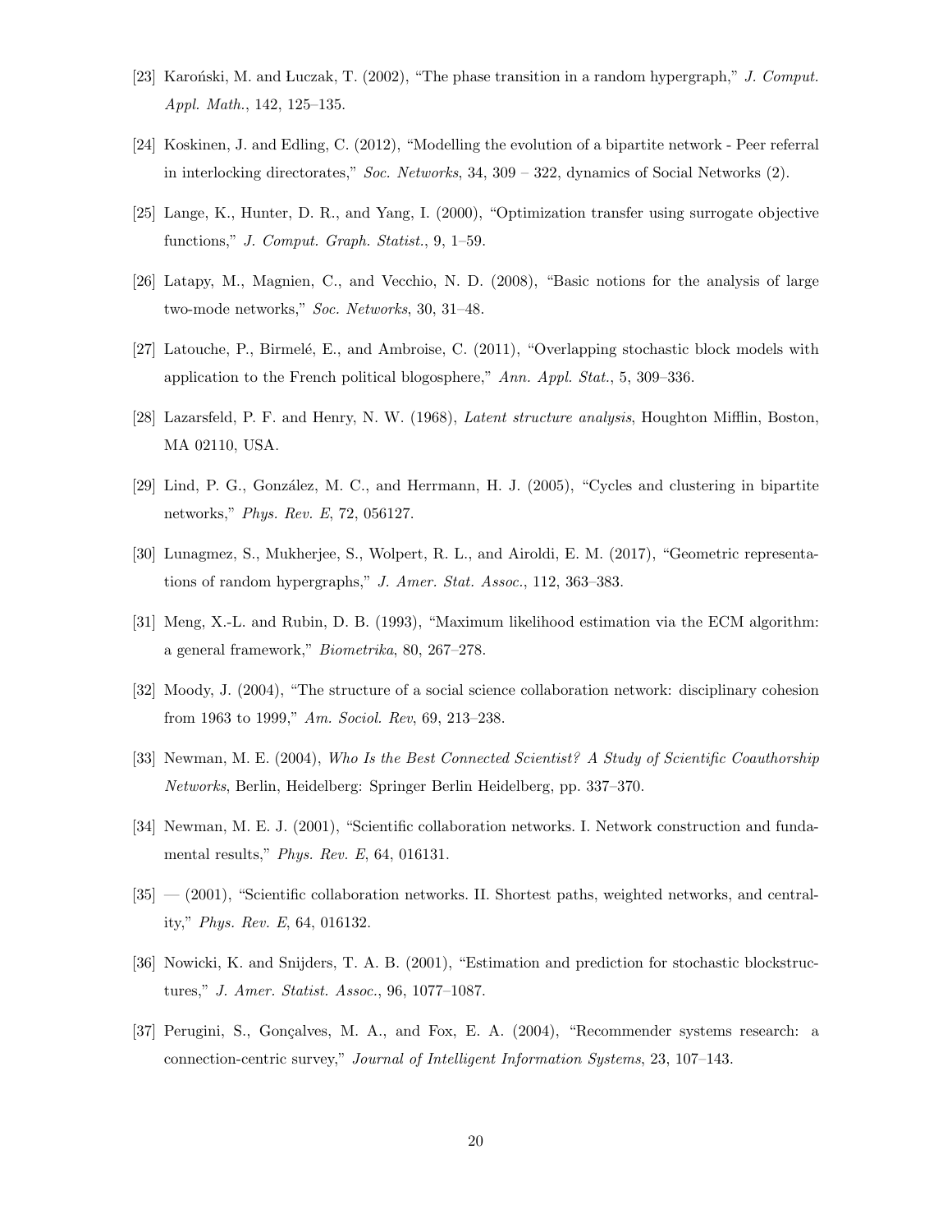[23] Karoński, M. and Łuczak, T. (2002), "The phase transition in a random hypergraph," *J. Comput. Appl. Math.*, 142, 125–135.

[24] Koskinen, J. and Edling, C. (2012), "Modelling the evolution of a bipartite network - Peer referral in interlocking directorates," *Soc. Networks*, 34, 309 – 322, dynamics of Social Networks (2).

[25] Lange, K., Hunter, D. R., and Yang, I. (2000), "Optimization transfer using surrogate objective functions," *J. Comput. Graph. Statist.*, 9, 1–59.

[26] Latapy, M., Magnien, C., and Vecchio, N. D. (2008), "Basic notions for the analysis of large two-mode networks," *Soc. Networks*, 30, 31–48.

[27] Latouche, P., Birmelé, E., and Ambroise, C. (2011), "Overlapping stochastic block models with application to the French political blogosphere," *Ann. Appl. Stat.*, 5, 309–336.

[28] Lazarsfeld, P. F. and Henry, N. W. (1968), *Latent structure analysis*, Houghton Mifflin, Boston, MA 02110, USA.

[29] Lind, P. G., González, M. C., and Herrmann, H. J. (2005), "Cycles and clustering in bipartite networks," *Phys. Rev. E*, 72, 056127.

[30] Lunagmez, S., Mukherjee, S., Wolpert, R. L., and Airoldi, E. M. (2017), "Geometric representations of random hypergraphs," *J. Amer. Stat. Assoc.*, 112, 363–383.

[31] Meng, X.-L. and Rubin, D. B. (1993), "Maximum likelihood estimation via the ECM algorithm: a general framework," *Biometrika*, 80, 267–278.

[32] Moody, J. (2004), "The structure of a social science collaboration network: disciplinary cohesion from 1963 to 1999," *Am. Sociol. Rev*, 69, 213–238.

[33] Newman, M. E. (2004), *Who Is the Best Connected Scientist? A Study of Scientific Coauthorship Networks*, Berlin, Heidelberg: Springer Berlin Heidelberg, pp. 337–370.

[34] Newman, M. E. J. (2001), "Scientific collaboration networks. I. Network construction and fundamental results," *Phys. Rev. E*, 64, 016131.

[35] — (2001), "Scientific collaboration networks. II. Shortest paths, weighted networks, and centrality," *Phys. Rev. E*, 64, 016132.

[36] Nowicki, K. and Snijders, T. A. B. (2001), "Estimation and prediction for stochastic blockstructures," *J. Amer. Statist. Assoc.*, 96, 1077–1087.

[37] Perugini, S., Gonçalves, M. A., and Fox, E. A. (2004), "Recommender systems research: a connection-centric survey," *Journal of Intelligent Information Systems*, 23, 107–143.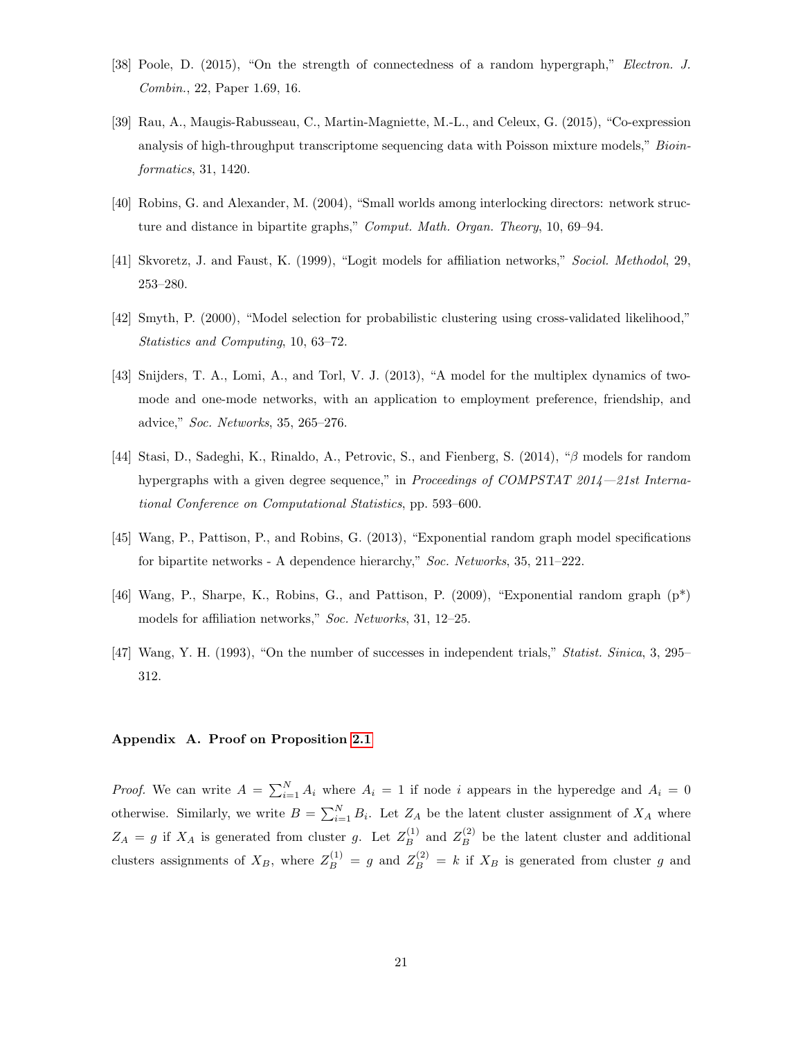[38] Poole, D. (2015), "On the strength of connectedness of a random hypergraph," *Electron. J. Combin.*, 22, Paper 1.69, 16.

[39] Rau, A., Maugis-Rabusseau, C., Martin-Magniette, M.-L., and Celeux, G. (2015), "Co-expression analysis of high-throughput transcriptome sequencing data with Poisson mixture models," *Bioinformatics*, 31, 1420.

[40] Robins, G. and Alexander, M. (2004), "Small worlds among interlocking directors: network structure and distance in bipartite graphs," *Comput. Math. Organ. Theory*, 10, 69–94.

[41] Skvoretz, J. and Faust, K. (1999), "Logit models for affiliation networks," *Sociol. Methodol*, 29, 253–280.

[42] Smyth, P. (2000), "Model selection for probabilistic clustering using cross-validated likelihood," *Statistics and Computing*, 10, 63–72.

[43] Snijders, T. A., Lomi, A., and Torl, V. J. (2013), "A model for the multiplex dynamics of two-mode and one-mode networks, with an application to employment preference, friendship, and advice," *Soc. Networks*, 35, 265–276.

[44] Stasi, D., Sadeghi, K., Rinaldo, A., Petrovic, S., and Fienberg, S. (2014), "$\beta$ models for random hypergraphs with a given degree sequence," in *Proceedings of COMPSTAT 2014—21st International Conference on Computational Statistics*, pp. 593–600.

[45] Wang, P., Pattison, P., and Robins, G. (2013), "Exponential random graph model specifications for bipartite networks - A dependence hierarchy," *Soc. Networks*, 35, 211–222.

[46] Wang, P., Sharpe, K., Robins, G., and Pattison, P. (2009), "Exponential random graph (p*) models for affiliation networks," *Soc. Networks*, 31, 12–25.

[47] Wang, Y. H. (1993), "On the number of successes in independent trials," *Statist. Sinica*, 3, 295–312.

## Appendix A. Proof on Proposition 2.1

*Proof.* We can write $A = \sum_{i=1}^{N} A_i$ where $A_i = 1$ if node $i$ appears in the hyperedge and $A_i = 0$ otherwise. Similarly, we write $B = \sum_{i=1}^{N} B_i$. Let $Z_A$ be the latent cluster assignment of $X_A$ where $Z_A = g$ if $X_A$ is generated from cluster $g$. Let $Z_B^{(1)}$ and $Z_B^{(2)}$ be the latent cluster and additional clusters assignments of $X_B$, where $Z_B^{(1)} = g$ and $Z_B^{(2)} = k$ if $X_B$ is generated from cluster $g$ and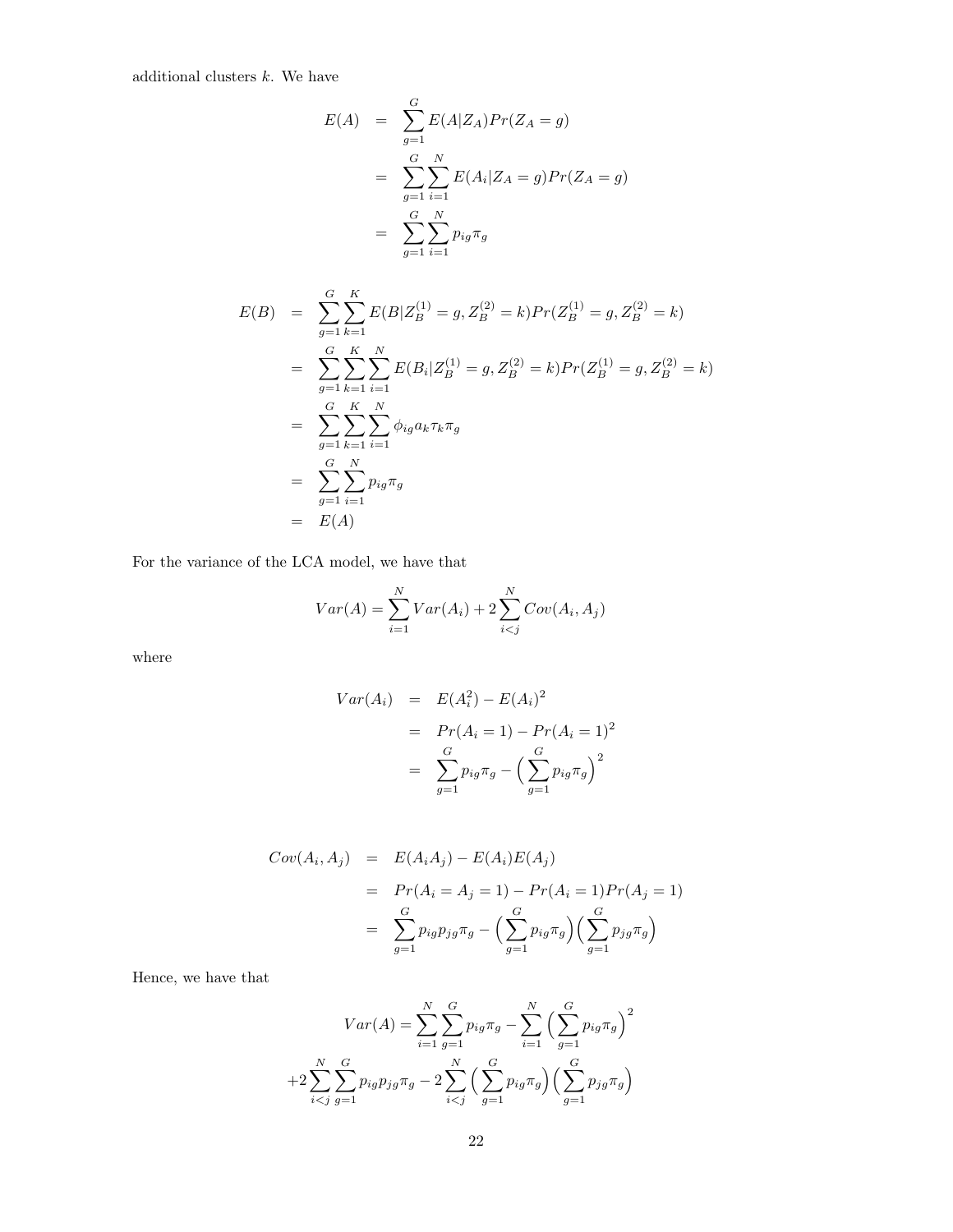additional clusters $k$. We have

$$
\begin{aligned}
E(A) &= \sum_{g=1}^{G} E(A|Z_A) Pr(Z_A = g) \\
&= \sum_{g=1}^{G} \sum_{i=1}^{N} E(A_i|Z_A = g) Pr(Z_A = g) \\
&= \sum_{g=1}^{G} \sum_{i=1}^{N} p_{ig} \pi_g
\end{aligned}
$$

$$
\begin{aligned}
E(B) &= \sum_{g=1}^{G} \sum_{k=1}^{K} E(B|Z_B^{(1)} = g, Z_B^{(2)} = k) Pr(Z_B^{(1)} = g, Z_B^{(2)} = k) \\
&= \sum_{g=1}^{G} \sum_{k=1}^{K} \sum_{i=1}^{N} E(B_i|Z_B^{(1)} = g, Z_B^{(2)} = k) Pr(Z_B^{(1)} = g, Z_B^{(2)} = k) \\
&= \sum_{g=1}^{G} \sum_{k=1}^{K} \sum_{i=1}^{N} \phi_{ig} a_k \tau_k \pi_g \\
&= \sum_{g=1}^{G} \sum_{i=1}^{N} p_{ig} \pi_g \\
&= E(A)
\end{aligned}
$$

For the variance of the LCA model, we have that

$$
Var(A) = \sum_{i=1}^{N} Var(A_i) + 2 \sum_{i<j}^{N} Cov(A_i, A_j)
$$

where

$$
\begin{aligned}
Var(A_i) &= E(A_i^2) - E(A_i)^2 \\
&= Pr(A_i = 1) - Pr(A_i = 1)^2 \\
&= \sum_{g=1}^{G} p_{ig} \pi_g - \Big( \sum_{g=1}^{G} p_{ig} \pi_g \Big)^2
\end{aligned}
$$

$$
\begin{aligned}
Cov(A_i, A_j) &= E(A_i A_j) - E(A_i) E(A_j) \\
&= Pr(A_i = A_j = 1) - Pr(A_i = 1) Pr(A_j = 1) \\
&= \sum_{g=1}^{G} p_{ig} p_{jg} \pi_g - \Big( \sum_{g=1}^{G} p_{ig} \pi_g \Big) \Big( \sum_{g=1}^{G} p_{jg} \pi_g \Big)
\end{aligned}
$$

Hence, we have that

$$
Var(A) = \sum_{i=1}^{N} \sum_{g=1}^{G} p_{ig} \pi_g - \sum_{i=1}^{N} \Big( \sum_{g=1}^{G} p_{ig} \pi_g \Big)^2
$$

$$
+ 2 \sum_{i<j}^{N} \sum_{g=1}^{G} p_{ig} p_{jg} \pi_g - 2 \sum_{i<j}^{N} \Big( \sum_{g=1}^{G} p_{ig} \pi_g \Big) \Big( \sum_{g=1}^{G} p_{jg} \pi_g \Big)
$$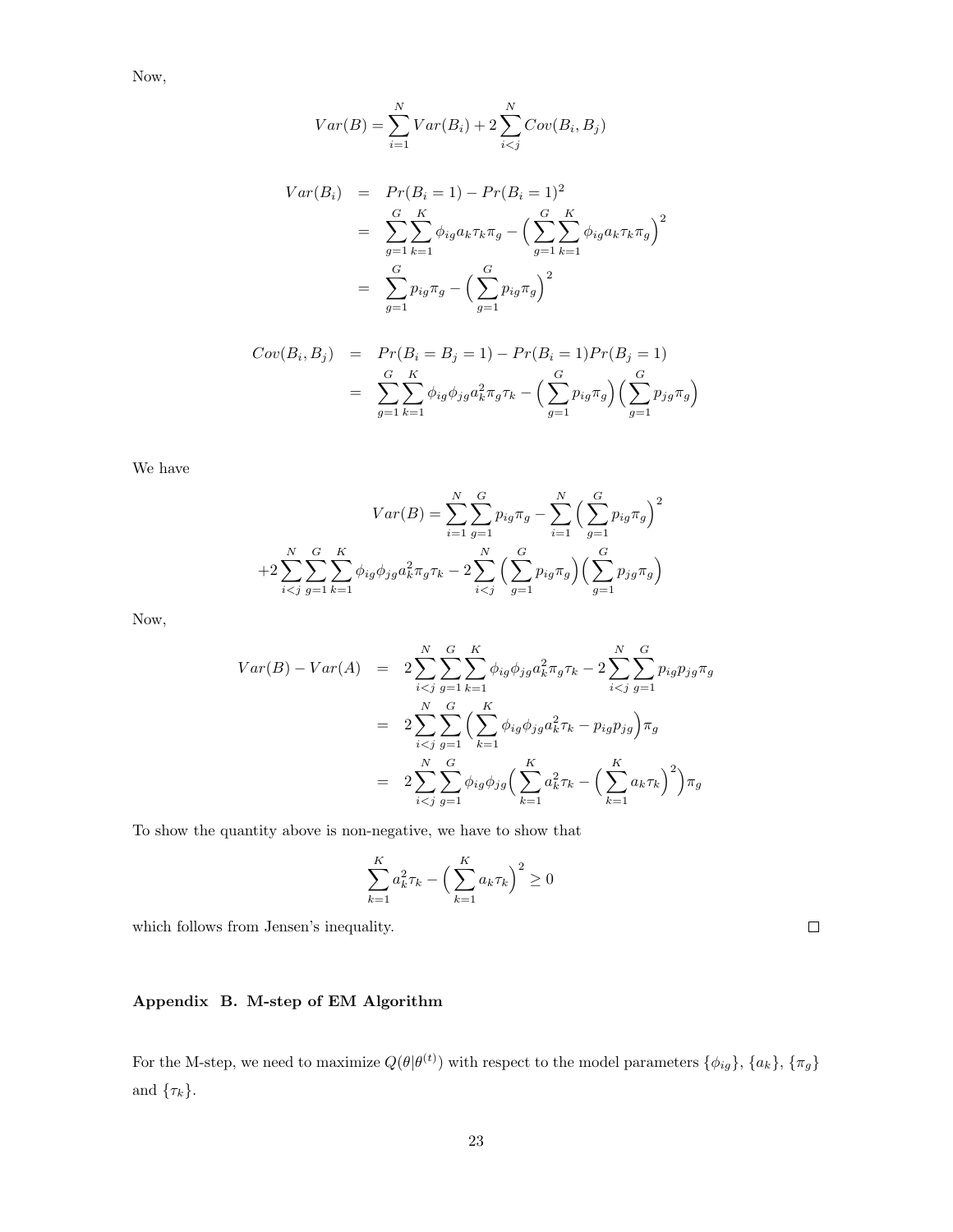Now,

$$Var(B) = \sum_{i=1}^{N} Var(B_i) + 2\sum_{i<j}^{N} Cov(B_i, B_j)$$

$$\begin{aligned}
Var(B_i) &= Pr(B_i = 1) - Pr(B_i = 1)^2 \\
&= \sum_{g=1}^{G}\sum_{k=1}^{K} \phi_{ig} a_k \tau_k \pi_g - \Big(\sum_{g=1}^{G}\sum_{k=1}^{K} \phi_{ig} a_k \tau_k \pi_g\Big)^2 \\
&= \sum_{g=1}^{G} p_{ig}\pi_g - \Big(\sum_{g=1}^{G} p_{ig}\pi_g\Big)^2
\end{aligned}$$

$$\begin{aligned}
Cov(B_i, B_j) &= Pr(B_i = B_j = 1) - Pr(B_i = 1)Pr(B_j = 1) \\
&= \sum_{g=1}^{G}\sum_{k=1}^{K} \phi_{ig}\phi_{jg} a_k^2 \pi_g \tau_k - \Big(\sum_{g=1}^{G} p_{ig}\pi_g\Big)\Big(\sum_{g=1}^{G} p_{jg}\pi_g\Big)
\end{aligned}$$

We have

$$Var(B) = \sum_{i=1}^{N}\sum_{g=1}^{G} p_{ig}\pi_g - \sum_{i=1}^{N}\Big(\sum_{g=1}^{G} p_{ig}\pi_g\Big)^2$$

$$+2\sum_{i<j}^{N}\sum_{g=1}^{G}\sum_{k=1}^{K} \phi_{ig}\phi_{jg} a_k^2 \pi_g \tau_k - 2\sum_{i<j}^{N}\Big(\sum_{g=1}^{G} p_{ig}\pi_g\Big)\Big(\sum_{g=1}^{G} p_{jg}\pi_g\Big)$$

Now,

$$\begin{aligned}
Var(B) - Var(A) &= 2\sum_{i<j}^{N}\sum_{g=1}^{G}\sum_{k=1}^{K} \phi_{ig}\phi_{jg} a_k^2 \pi_g \tau_k - 2\sum_{i<j}^{N}\sum_{g=1}^{G} p_{ig}p_{jg}\pi_g \\
&= 2\sum_{i<j}^{N}\sum_{g=1}^{G}\Big(\sum_{k=1}^{K} \phi_{ig}\phi_{jg} a_k^2 \tau_k - p_{ig}p_{jg}\Big)\pi_g \\
&= 2\sum_{i<j}^{N}\sum_{g=1}^{G} \phi_{ig}\phi_{jg}\Big(\sum_{k=1}^{K} a_k^2 \tau_k - \Big(\sum_{k=1}^{K} a_k\tau_k\Big)^2\Big)\pi_g
\end{aligned}$$

To show the quantity above is non-negative, we have to show that

$$\sum_{k=1}^{K} a_k^2 \tau_k - \Big(\sum_{k=1}^{K} a_k\tau_k\Big)^2 \geq 0$$

which follows from Jensen's inequality. □

## Appendix B. M-step of EM Algorithm

For the M-step, we need to maximize $Q(\theta|\theta^{(t)})$ with respect to the model parameters $\{\phi_{ig}\}$, $\{a_k\}$, $\{\pi_g\}$ and $\{\tau_k\}$.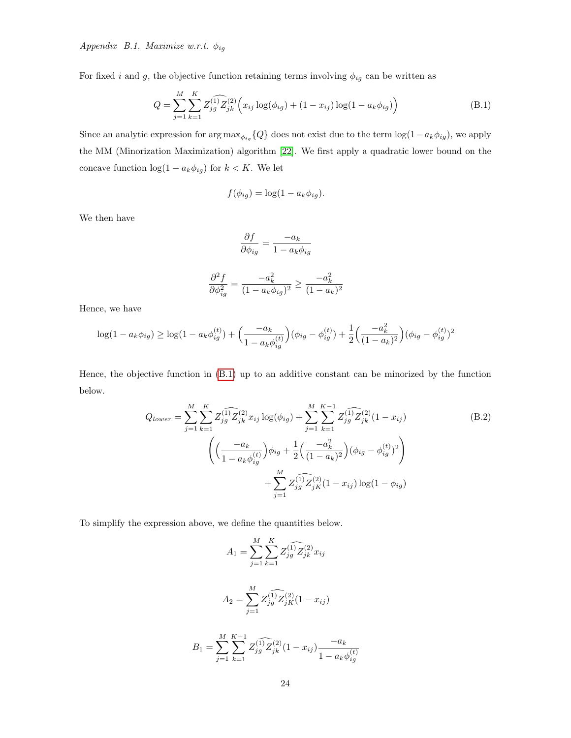*Appendix B.1. Maximize w.r.t. $\phi_{ig}$*

For fixed $i$ and $g$, the objective function retaining terms involving $\phi_{ig}$ can be written as

$$Q = \sum_{j=1}^{M}\sum_{k=1}^{K} \widehat{Z_{jg}^{(1)} Z_{jk}^{(2)}} \Big( x_{ij} \log(\phi_{ig}) + (1 - x_{ij}) \log(1 - a_k \phi_{ig}) \Big) \tag{B.1}$$

Since an analytic expression for $\arg\max_{\phi_{ig}}\{Q\}$ does not exist due to the term $\log(1 - a_k\phi_{ig})$, we apply the MM (Minorization Maximization) algorithm [22]. We first apply a quadratic lower bound on the concave function $\log(1 - a_k\phi_{ig})$ for $k < K$. We let

$$f(\phi_{ig}) = \log(1 - a_k \phi_{ig}).$$

We then have

$$\frac{\partial f}{\partial \phi_{ig}} = \frac{-a_k}{1 - a_k \phi_{ig}}$$

$$\frac{\partial^2 f}{\partial \phi_{ig}^2} = \frac{-a_k^2}{(1 - a_k\phi_{ig})^2} \geq \frac{-a_k^2}{(1 - a_k)^2}$$

Hence, we have

$$\log(1 - a_k\phi_{ig}) \geq \log(1 - a_k\phi_{ig}^{(t)}) + \Big(\frac{-a_k}{1 - a_k\phi_{ig}^{(t)}}\Big)(\phi_{ig} - \phi_{ig}^{(t)}) + \frac{1}{2}\Big(\frac{-a_k^2}{(1 - a_k)^2}\Big)(\phi_{ig} - \phi_{ig}^{(t)})^2$$

Hence, the objective function in (B.1) up to an additive constant can be minorized by the function below.

$$\begin{aligned} Q_{lower} = \sum_{j=1}^{M}\sum_{k=1}^{K} \widehat{Z_{jg}^{(1)} Z_{jk}^{(2)}} x_{ij} \log(\phi_{ig}) + \sum_{j=1}^{M}\sum_{k=1}^{K-1} \widehat{Z_{jg}^{(1)} Z_{jk}^{(2)}} (1 - x_{ij}) \\ \left( \Big(\frac{-a_k}{1 - a_k\phi_{ig}^{(t)}}\Big)\phi_{ig} + \frac{1}{2}\Big(\frac{-a_k^2}{(1 - a_k)^2}\Big)(\phi_{ig} - \phi_{ig}^{(t)})^2 \right) \\ + \sum_{j=1}^{M} \widehat{Z_{jg}^{(1)} Z_{jK}^{(2)}} (1 - x_{ij}) \log(1 - \phi_{ig}) \end{aligned} \tag{B.2}$$

To simplify the expression above, we define the quantities below.

$$A_1 = \sum_{j=1}^{M}\sum_{k=1}^{K} \widehat{Z_{jg}^{(1)} Z_{jk}^{(2)}} x_{ij}$$

$$A_2 = \sum_{j=1}^{M} \widehat{Z_{jg}^{(1)} Z_{jK}^{(2)}} (1 - x_{ij})$$

$$B_1 = \sum_{j=1}^{M}\sum_{k=1}^{K-1} \widehat{Z_{jg}^{(1)} Z_{jk}^{(2)}} (1 - x_{ij}) \frac{-a_k}{1 - a_k\phi_{ig}^{(t)}}$$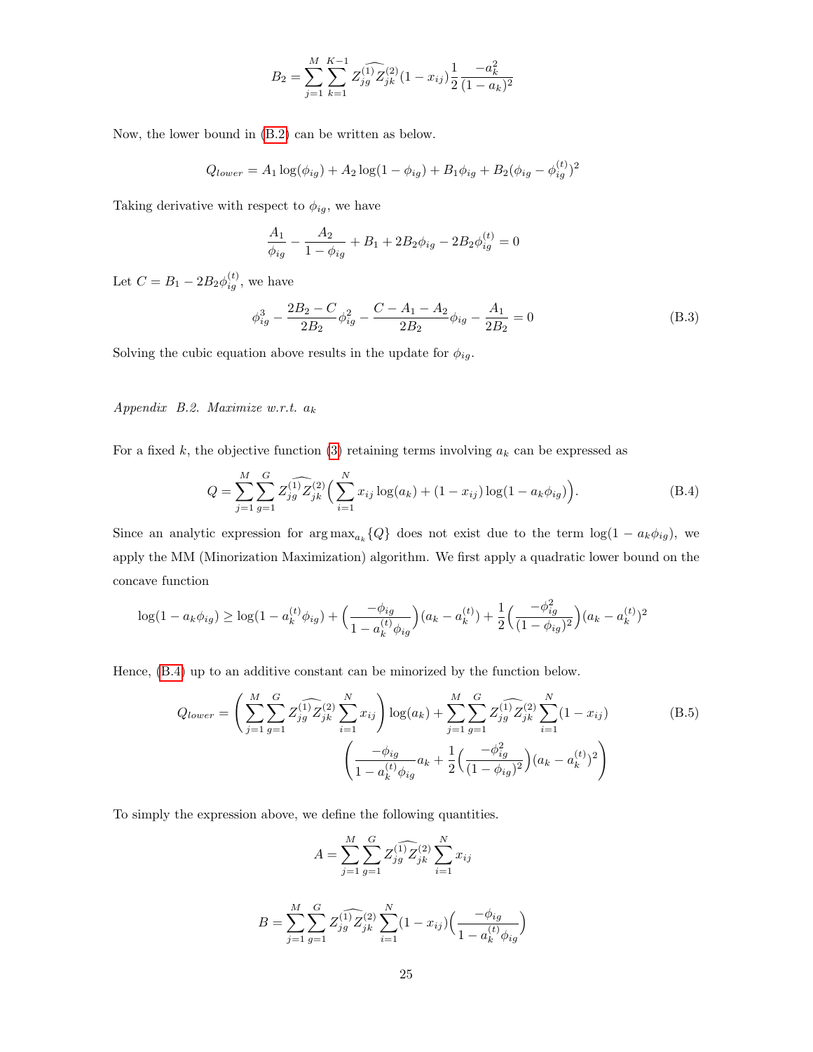$$B_2 = \sum_{j=1}^{M} \sum_{k=1}^{K-1} \widehat{Z_{jg}^{(1)} Z_{jk}^{(2)}} (1 - x_{ij}) \frac{1}{2} \frac{-a_k^2}{(1 - a_k)^2}$$

Now, the lower bound in (B.2) can be written as below.

$$Q_{lower} = A_1 \log(\phi_{ig}) + A_2 \log(1 - \phi_{ig}) + B_1 \phi_{ig} + B_2 (\phi_{ig} - \phi_{ig}^{(t)})^2$$

Taking derivative with respect to $\phi_{ig}$, we have

$$\frac{A_1}{\phi_{ig}} - \frac{A_2}{1 - \phi_{ig}} + B_1 + 2B_2 \phi_{ig} - 2B_2 \phi_{ig}^{(t)} = 0$$

Let $C = B_1 - 2B_2 \phi_{ig}^{(t)}$, we have

$$\phi_{ig}^3 - \frac{2B_2 - C}{2B_2} \phi_{ig}^2 - \frac{C - A_1 - A_2}{2B_2} \phi_{ig} - \frac{A_1}{2B_2} = 0 \tag{B.3}$$

Solving the cubic equation above results in the update for $\phi_{ig}$.

### *Appendix B.2. Maximize w.r.t. $a_k$*

For a fixed $k$, the objective function (3) retaining terms involving $a_k$ can be expressed as

$$Q = \sum_{j=1}^{M} \sum_{g=1}^{G} \widehat{Z_{jg}^{(1)} Z_{jk}^{(2)}} \Big( \sum_{i=1}^{N} x_{ij} \log(a_k) + (1 - x_{ij}) \log(1 - a_k \phi_{ig}) \Big). \tag{B.4}$$

Since an analytic expression for $\arg\max_{a_k}\{Q\}$ does not exist due to the term $\log(1 - a_k \phi_{ig})$, we apply the MM (Minorization Maximization) algorithm. We first apply a quadratic lower bound on the concave function

$$\log(1 - a_k \phi_{ig}) \geq \log(1 - a_k^{(t)} \phi_{ig}) + \Big( \frac{-\phi_{ig}}{1 - a_k^{(t)} \phi_{ig}} \Big)(a_k - a_k^{(t)}) + \frac{1}{2} \Big( \frac{-\phi_{ig}^2}{(1 - \phi_{ig})^2} \Big)(a_k - a_k^{(t)})^2$$

Hence, (B.4) up to an additive constant can be minorized by the function below.

$$Q_{lower} = \Bigg( \sum_{j=1}^{M} \sum_{g=1}^{G} \widehat{Z_{jg}^{(1)} Z_{jk}^{(2)}} \sum_{i=1}^{N} x_{ij} \Bigg) \log(a_k) + \sum_{j=1}^{M} \sum_{g=1}^{G} \widehat{Z_{jg}^{(1)} Z_{jk}^{(2)}} \sum_{i=1}^{N} (1 - x_{ij}) \Bigg( \frac{-\phi_{ig}}{1 - a_k^{(t)} \phi_{ig}} a_k + \frac{1}{2} \Big( \frac{-\phi_{ig}^2}{(1 - \phi_{ig})^2} \Big)(a_k - a_k^{(t)})^2 \Bigg) \tag{B.5}$$

To simply the expression above, we define the following quantities.

$$A = \sum_{j=1}^{M} \sum_{g=1}^{G} \widehat{Z_{jg}^{(1)} Z_{jk}^{(2)}} \sum_{i=1}^{N} x_{ij}$$

$$B = \sum_{j=1}^{M} \sum_{g=1}^{G} \widehat{Z_{jg}^{(1)} Z_{jk}^{(2)}} \sum_{i=1}^{N} (1 - x_{ij}) \Big( \frac{-\phi_{ig}}{1 - a_k^{(t)} \phi_{ig}} \Big)$$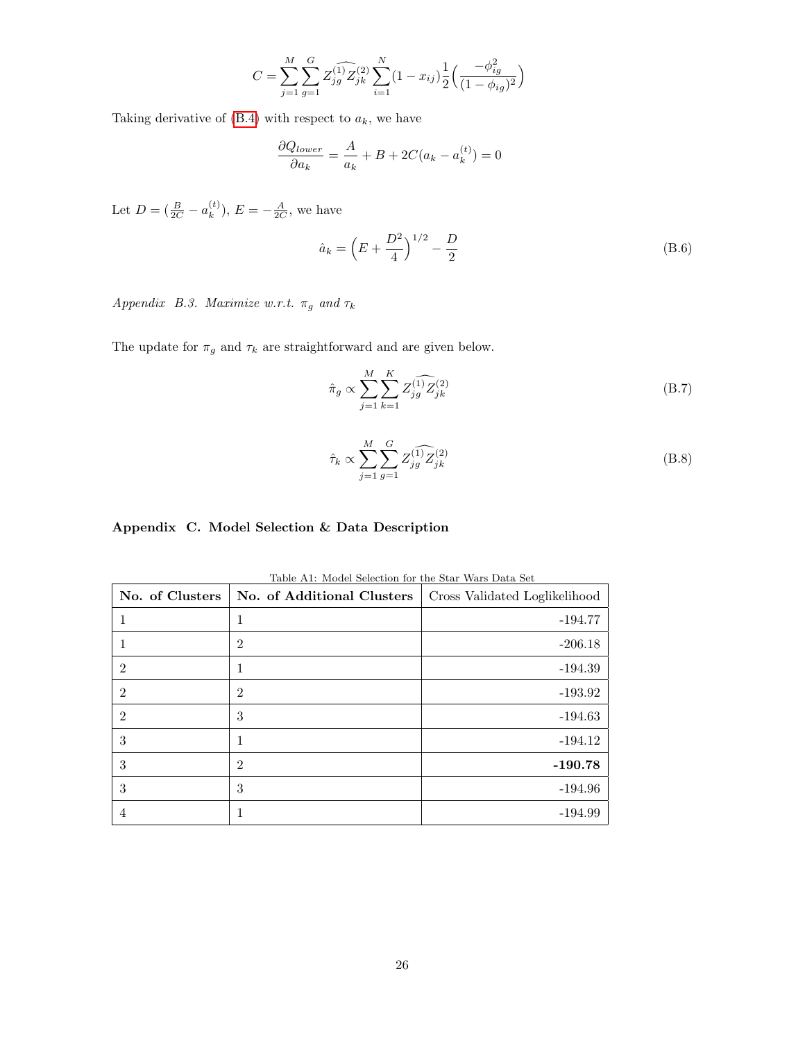$$C = \sum_{j=1}^{M} \sum_{g=1}^{G} \widehat{Z_{jg}^{(1)} Z_{jk}^{(2)}} \sum_{i=1}^{N} (1 - x_{ij}) \frac{1}{2} \Big( \frac{-\phi_{ig}^2}{(1 - \phi_{ig})^2} \Big)$$

Taking derivative of (B.4) with respect to $a_k$, we have

$$\frac{\partial Q_{lower}}{\partial a_k} = \frac{A}{a_k} + B + 2C(a_k - a_k^{(t)}) = 0$$

Let $D = (\frac{B}{2C} - a_k^{(t)})$, $E = -\frac{A}{2C}$, we have

$$\hat{a}_k = \Big( E + \frac{D^2}{4} \Big)^{1/2} - \frac{D}{2} \tag{B.6}$$

*Appendix B.3. Maximize w.r.t. $\pi_g$ and $\tau_k$*

The update for $\pi_g$ and $\tau_k$ are straightforward and are given below.

$$\hat{\pi}_g \propto \sum_{j=1}^{M} \sum_{k=1}^{K} \widehat{Z_{jg}^{(1)} Z_{jk}^{(2)}} \tag{B.7}$$

$$\hat{\tau}_k \propto \sum_{j=1}^{M} \sum_{g=1}^{G} \widehat{Z_{jg}^{(1)} Z_{jk}^{(2)}} \tag{B.8}$$

## Appendix C. Model Selection & Data Description

Table A1: Model Selection for the Star Wars Data Set

| **No. of Clusters** | **No. of Additional Clusters** | Cross Validated Loglikelihood |
|---|---|---|
| 1 | 1 | -194.77 |
| 1 | 2 | -206.18 |
| 2 | 1 | -194.39 |
| 2 | 2 | -193.92 |
| 2 | 3 | -194.63 |
| 3 | 1 | -194.12 |
| 3 | 2 | **-190.78** |
| 3 | 3 | -194.96 |
| 4 | 1 | -194.99 |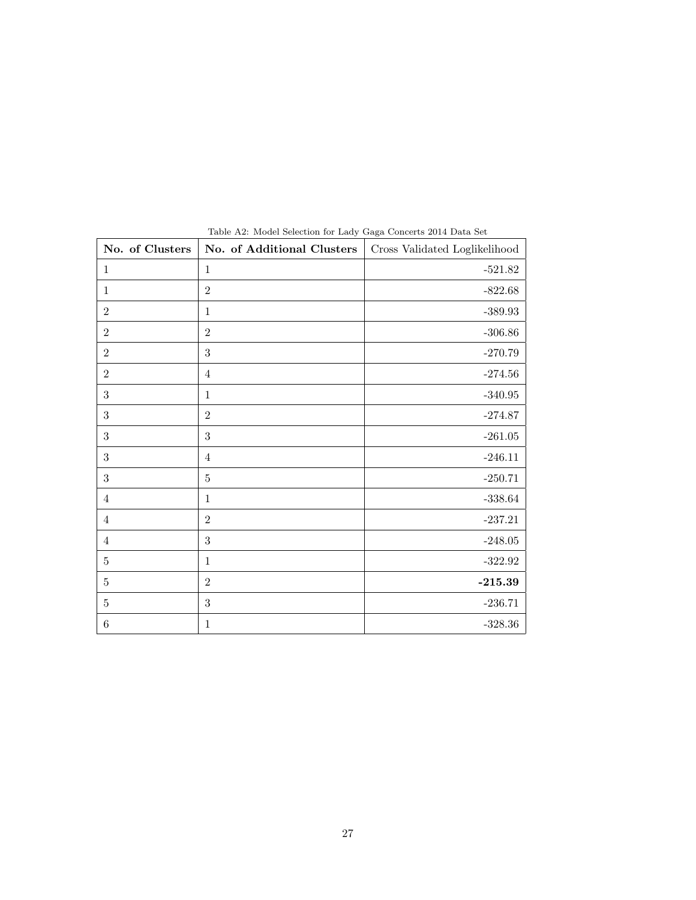Table A2: Model Selection for Lady Gaga Concerts 2014 Data Set

| **No. of Clusters** | **No. of Additional Clusters** | Cross Validated Loglikelihood |
|---|---|---|
| 1 | 1 | -521.82 |
| 1 | 2 | -822.68 |
| 2 | 1 | -389.93 |
| 2 | 2 | -306.86 |
| 2 | 3 | -270.79 |
| 2 | 4 | -274.56 |
| 3 | 1 | -340.95 |
| 3 | 2 | -274.87 |
| 3 | 3 | -261.05 |
| 3 | 4 | -246.11 |
| 3 | 5 | -250.71 |
| 4 | 1 | -338.64 |
| 4 | 2 | -237.21 |
| 4 | 3 | -248.05 |
| 5 | 1 | -322.92 |
| 5 | 2 | **-215.39** |
| 5 | 3 | -236.71 |
| 6 | 1 | -328.36 |